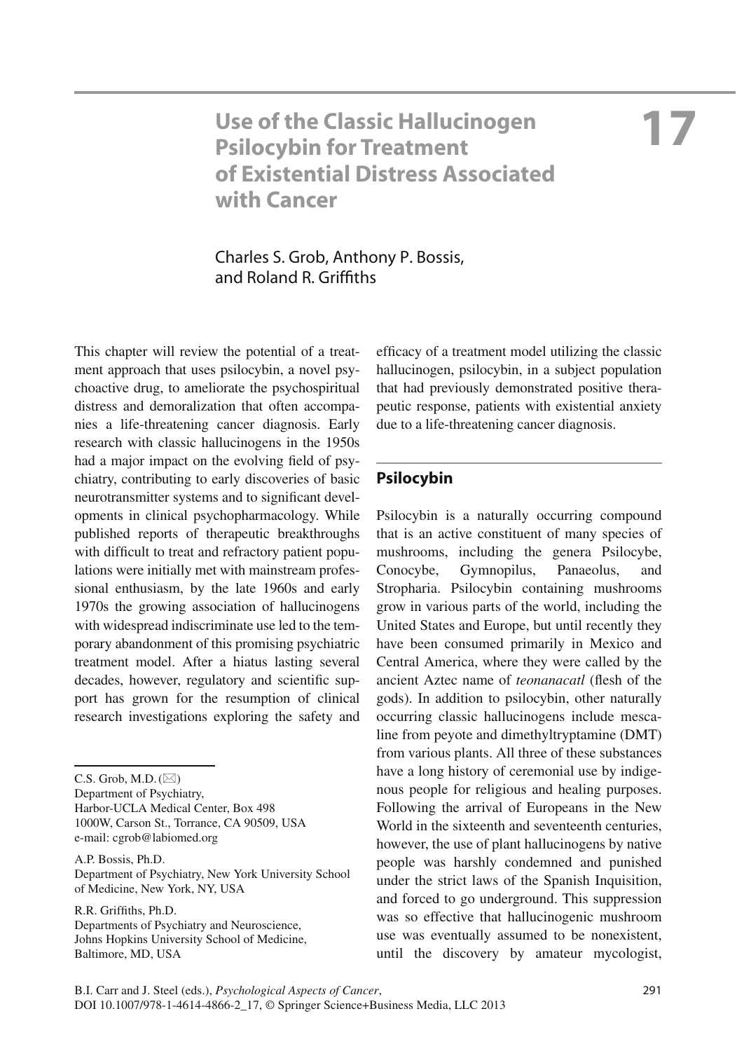# 17 Use of the Classic Hallucinogen Psilocybin for Treatment of Existential Distress Associated with Cancer

Charles S. Grob, Anthony P. Bossis, and Roland R. Griffiths

This chapter will review the potential of a treatment approach that uses psilocybin, a novel psychoactive drug, to ameliorate the psychospiritual distress and demoralization that often accompanies a life-threatening cancer diagnosis. Early research with classic hallucinogens in the 1950s had a major impact on the evolving field of psychiatry, contributing to early discoveries of basic neurotransmitter systems and to significant developments in clinical psychopharmacology. While published reports of therapeutic breakthroughs with difficult to treat and refractory patient populations were initially met with mainstream professional enthusiasm, by the late 1960s and early 1970s the growing association of hallucinogens with widespread indiscriminate use led to the temporary abandonment of this promising psychiatric treatment model. After a hiatus lasting several decades, however, regulatory and scientific support has grown for the resumption of clinical research investigations exploring the safety and efficacy of a treatment model utilizing the classic hallucinogen, psilocybin, in a subject population that had previously demonstrated positive therapeutic response, patients with existential anxiety due to a life-threatening cancer diagnosis.

C.S. Grob, M.D. (✉)
Department of Psychiatry, Harbor-UCLA Medical Center, Box 498
1000W, Carson St., Torrance, CA 90509, USA
e-mail: cgrob@labiomed.org

A.P. Bossis, Ph.D.
Department of Psychiatry, New York University School of Medicine, New York, NY, USA

R.R. Griffiths, Ph.D.
Departments of Psychiatry and Neuroscience, Johns Hopkins University School of Medicine, Baltimore, MD, USA

## Psilocybin

Psilocybin is a naturally occurring compound that is an active constituent of many species of mushrooms, including the genera Psilocybe, Conocybe, Gymnopilus, Panaeolus, and Stropharia. Psilocybin containing mushrooms grow in various parts of the world, including the United States and Europe, but until recently they have been consumed primarily in Mexico and Central America, where they were called by the ancient Aztec name of *teonanacatl* (flesh of the gods). In addition to psilocybin, other naturally occurring classic hallucinogens include mescaline from peyote and dimethyltryptamine (DMT) from various plants. All three of these substances have a long history of ceremonial use by indigenous people for religious and healing purposes. Following the arrival of Europeans in the New World in the sixteenth and seventeenth centuries, however, the use of plant hallucinogens by native people was harshly condemned and punished under the strict laws of the Spanish Inquisition, and forced to go underground. This suppression was so effective that hallucinogenic mushroom use was eventually assumed to be nonexistent, until the discovery by amateur mycologist,

B.I. Carr and J. Steel (eds.), *Psychological Aspects of Cancer*,
DOI 10.1007/978-1-4614-4866-2_17, © Springer Science+Business Media, LLC 2013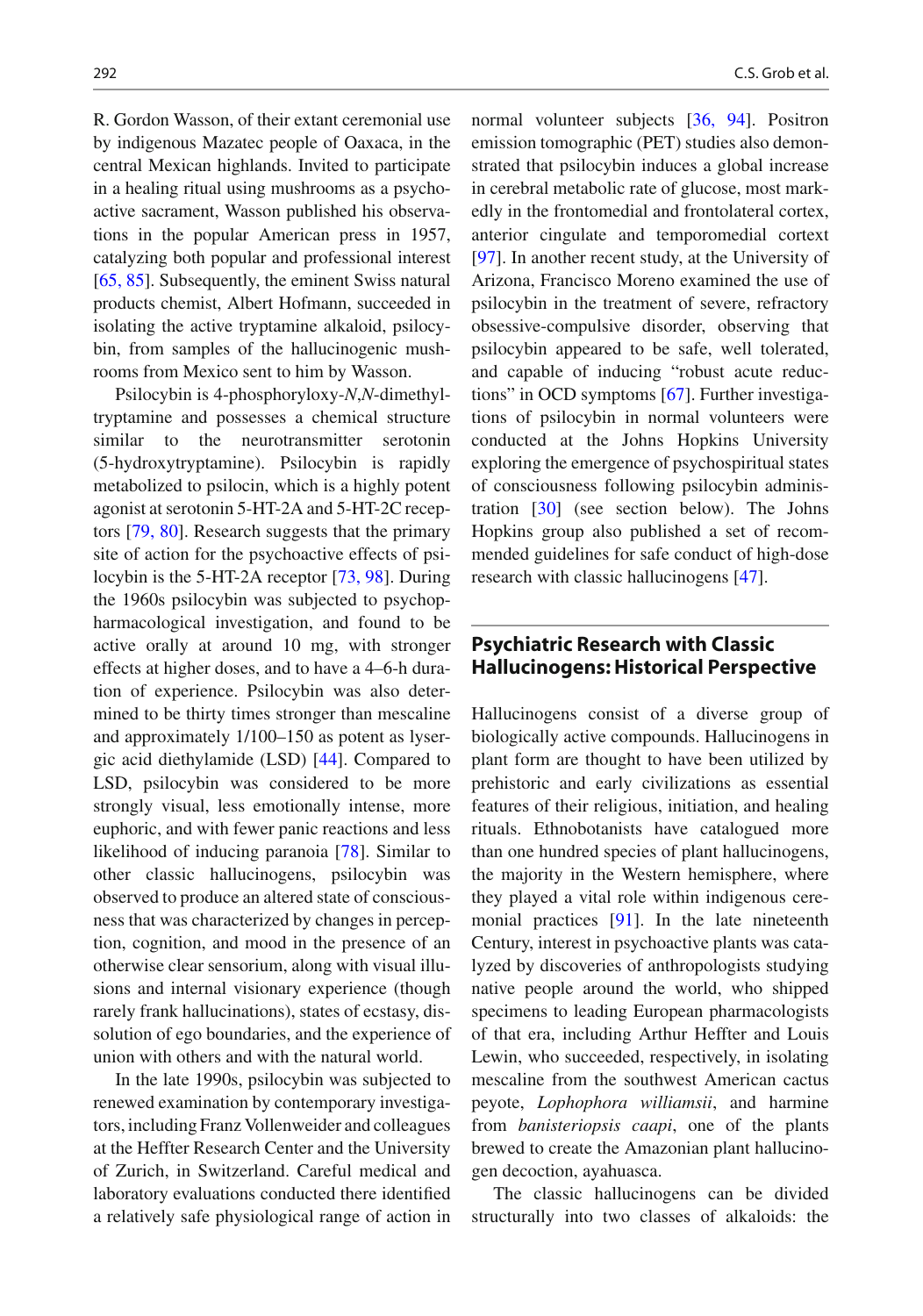R. Gordon Wasson, of their extant ceremonial use by indigenous Mazatec people of Oaxaca, in the central Mexican highlands. Invited to participate in a healing ritual using mushrooms as a psychoactive sacrament, Wasson published his observations in the popular American press in 1957, catalyzing both popular and professional interest [65, 85]. Subsequently, the eminent Swiss natural products chemist, Albert Hofmann, succeeded in isolating the active tryptamine alkaloid, psilocybin, from samples of the hallucinogenic mushrooms from Mexico sent to him by Wasson.

Psilocybin is 4-phosphoryloxy-*N*,*N*-dimethyltryptamine and possesses a chemical structure similar to the neurotransmitter serotonin (5-hydroxytryptamine). Psilocybin is rapidly metabolized to psilocin, which is a highly potent agonist at serotonin 5-HT-2A and 5-HT-2C receptors [79, 80]. Research suggests that the primary site of action for the psychoactive effects of psilocybin is the 5-HT-2A receptor [73, 98]. During the 1960s psilocybin was subjected to psychopharmacological investigation, and found to be active orally at around 10 mg, with stronger effects at higher doses, and to have a 4–6-h duration of experience. Psilocybin was also determined to be thirty times stronger than mescaline and approximately 1/100–150 as potent as lysergic acid diethylamide (LSD) [44]. Compared to LSD, psilocybin was considered to be more strongly visual, less emotionally intense, more euphoric, and with fewer panic reactions and less likelihood of inducing paranoia [78]. Similar to other classic hallucinogens, psilocybin was observed to produce an altered state of consciousness that was characterized by changes in perception, cognition, and mood in the presence of an otherwise clear sensorium, along with visual illusions and internal visionary experience (though rarely frank hallucinations), states of ecstasy, dissolution of ego boundaries, and the experience of union with others and with the natural world.

In the late 1990s, psilocybin was subjected to renewed examination by contemporary investigators, including Franz Vollenweider and colleagues at the Heffter Research Center and the University of Zurich, in Switzerland. Careful medical and laboratory evaluations conducted there identified a relatively safe physiological range of action in normal volunteer subjects [36, 94]. Positron emission tomographic (PET) studies also demonstrated that psilocybin induces a global increase in cerebral metabolic rate of glucose, most markedly in the frontomedial and frontolateral cortex, anterior cingulate and temporomedial context [97]. In another recent study, at the University of Arizona, Francisco Moreno examined the use of psilocybin in the treatment of severe, refractory obsessive-compulsive disorder, observing that psilocybin appeared to be safe, well tolerated, and capable of inducing "robust acute reductions" in OCD symptoms [67]. Further investigations of psilocybin in normal volunteers were conducted at the Johns Hopkins University exploring the emergence of psychospiritual states of consciousness following psilocybin administration [30] (see section below). The Johns Hopkins group also published a set of recommended guidelines for safe conduct of high-dose research with classic hallucinogens [47].

## Psychiatric Research with Classic Hallucinogens: Historical Perspective

Hallucinogens consist of a diverse group of biologically active compounds. Hallucinogens in plant form are thought to have been utilized by prehistoric and early civilizations as essential features of their religious, initiation, and healing rituals. Ethnobotanists have catalogued more than one hundred species of plant hallucinogens, the majority in the Western hemisphere, where they played a vital role within indigenous ceremonial practices [91]. In the late nineteenth Century, interest in psychoactive plants was catalyzed by discoveries of anthropologists studying native people around the world, who shipped specimens to leading European pharmacologists of that era, including Arthur Heffter and Louis Lewin, who succeeded, respectively, in isolating mescaline from the southwest American cactus peyote, *Lophophora williamsii*, and harmine from *banisteriopsis caapi*, one of the plants brewed to create the Amazonian plant hallucinogen decoction, ayahuasca.

The classic hallucinogens can be divided structurally into two classes of alkaloids: the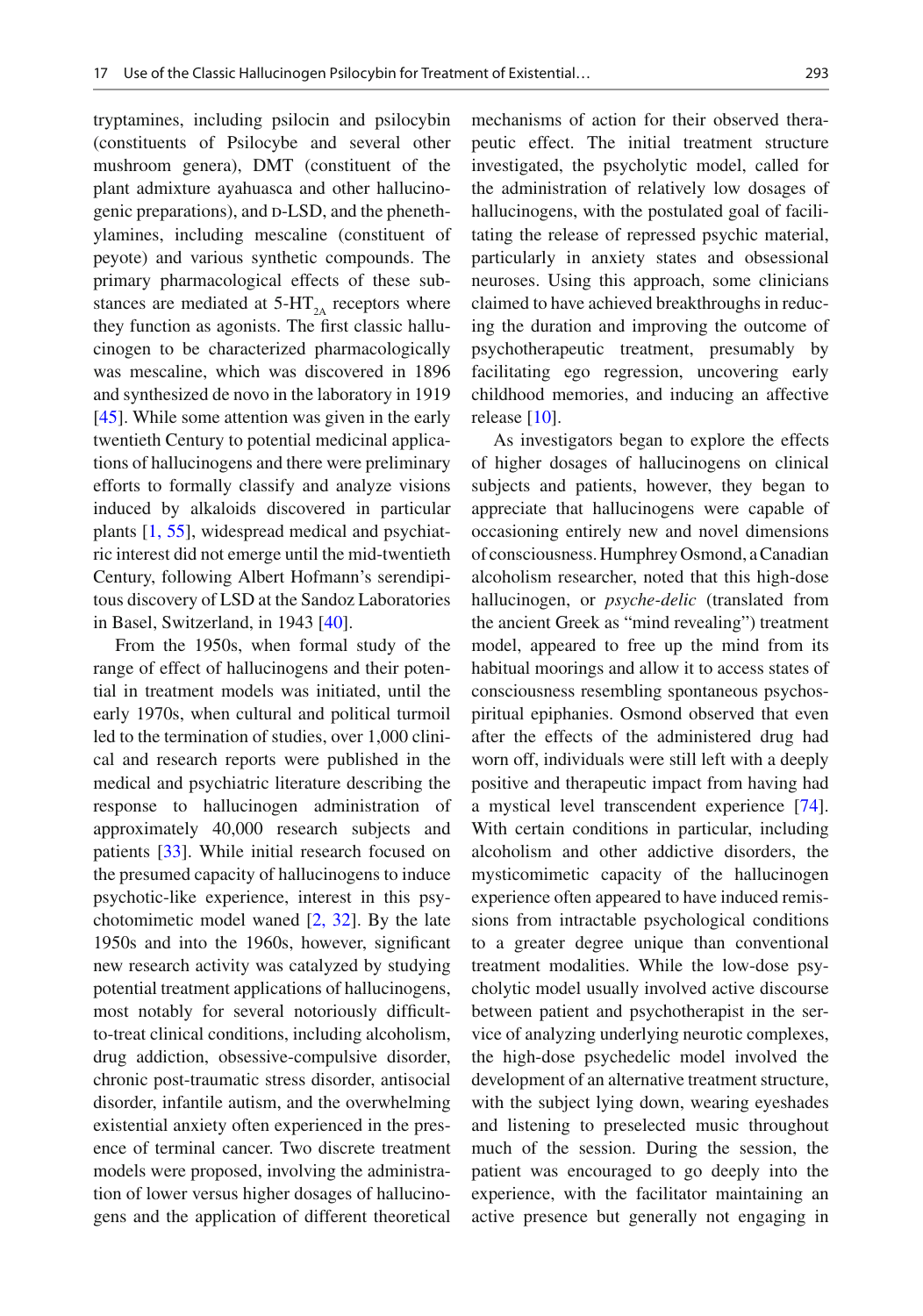tryptamines, including psilocin and psilocybin (constituents of Psilocybe and several other mushroom genera), DMT (constituent of the plant admixture ayahuasca and other hallucinogenic preparations), and D-LSD, and the phenethylamines, including mescaline (constituent of peyote) and various synthetic compounds. The primary pharmacological effects of these substances are mediated at 5-$HT_{2A}$ receptors where they function as agonists. The first classic hallucinogen to be characterized pharmacologically was mescaline, which was discovered in 1896 and synthesized de novo in the laboratory in 1919 [45]. While some attention was given in the early twentieth Century to potential medicinal applications of hallucinogens and there were preliminary efforts to formally classify and analyze visions induced by alkaloids discovered in particular plants [1, 55], widespread medical and psychiatric interest did not emerge until the mid-twentieth Century, following Albert Hofmann's serendipitous discovery of LSD at the Sandoz Laboratories in Basel, Switzerland, in 1943 [40].

From the 1950s, when formal study of the range of effect of hallucinogens and their potential in treatment models was initiated, until the early 1970s, when cultural and political turmoil led to the termination of studies, over 1,000 clinical and research reports were published in the medical and psychiatric literature describing the response to hallucinogen administration of approximately 40,000 research subjects and patients [33]. While initial research focused on the presumed capacity of hallucinogens to induce psychotic-like experience, interest in this psychotomimetic model waned [2, 32]. By the late 1950s and into the 1960s, however, significant new research activity was catalyzed by studying potential treatment applications of hallucinogens, most notably for several notoriously difficult-to-treat clinical conditions, including alcoholism, drug addiction, obsessive-compulsive disorder, chronic post-traumatic stress disorder, antisocial disorder, infantile autism, and the overwhelming existential anxiety often experienced in the presence of terminal cancer. Two discrete treatment models were proposed, involving the administration of lower versus higher dosages of hallucinogens and the application of different theoretical mechanisms of action for their observed therapeutic effect. The initial treatment structure investigated, the psycholytic model, called for the administration of relatively low dosages of hallucinogens, with the postulated goal of facilitating the release of repressed psychic material, particularly in anxiety states and obsessional neuroses. Using this approach, some clinicians claimed to have achieved breakthroughs in reducing the duration and improving the outcome of psychotherapeutic treatment, presumably by facilitating ego regression, uncovering early childhood memories, and inducing an affective release [10].

As investigators began to explore the effects of higher dosages of hallucinogens on clinical subjects and patients, however, they began to appreciate that hallucinogens were capable of occasioning entirely new and novel dimensions of consciousness. Humphrey Osmond, a Canadian alcoholism researcher, noted that this high-dose hallucinogen, or *psyche-delic* (translated from the ancient Greek as "mind revealing") treatment model, appeared to free up the mind from its habitual moorings and allow it to access states of consciousness resembling spontaneous psychospiritual epiphanies. Osmond observed that even after the effects of the administered drug had worn off, individuals were still left with a deeply positive and therapeutic impact from having had a mystical level transcendent experience [74]. With certain conditions in particular, including alcoholism and other addictive disorders, the mysticomimetic capacity of the hallucinogen experience often appeared to have induced remissions from intractable psychological conditions to a greater degree unique than conventional treatment modalities. While the low-dose psycholytic model usually involved active discourse between patient and psychotherapist in the service of analyzing underlying neurotic complexes, the high-dose psychedelic model involved the development of an alternative treatment structure, with the subject lying down, wearing eyeshades and listening to preselected music throughout much of the session. During the session, the patient was encouraged to go deeply into the experience, with the facilitator maintaining an active presence but generally not engaging in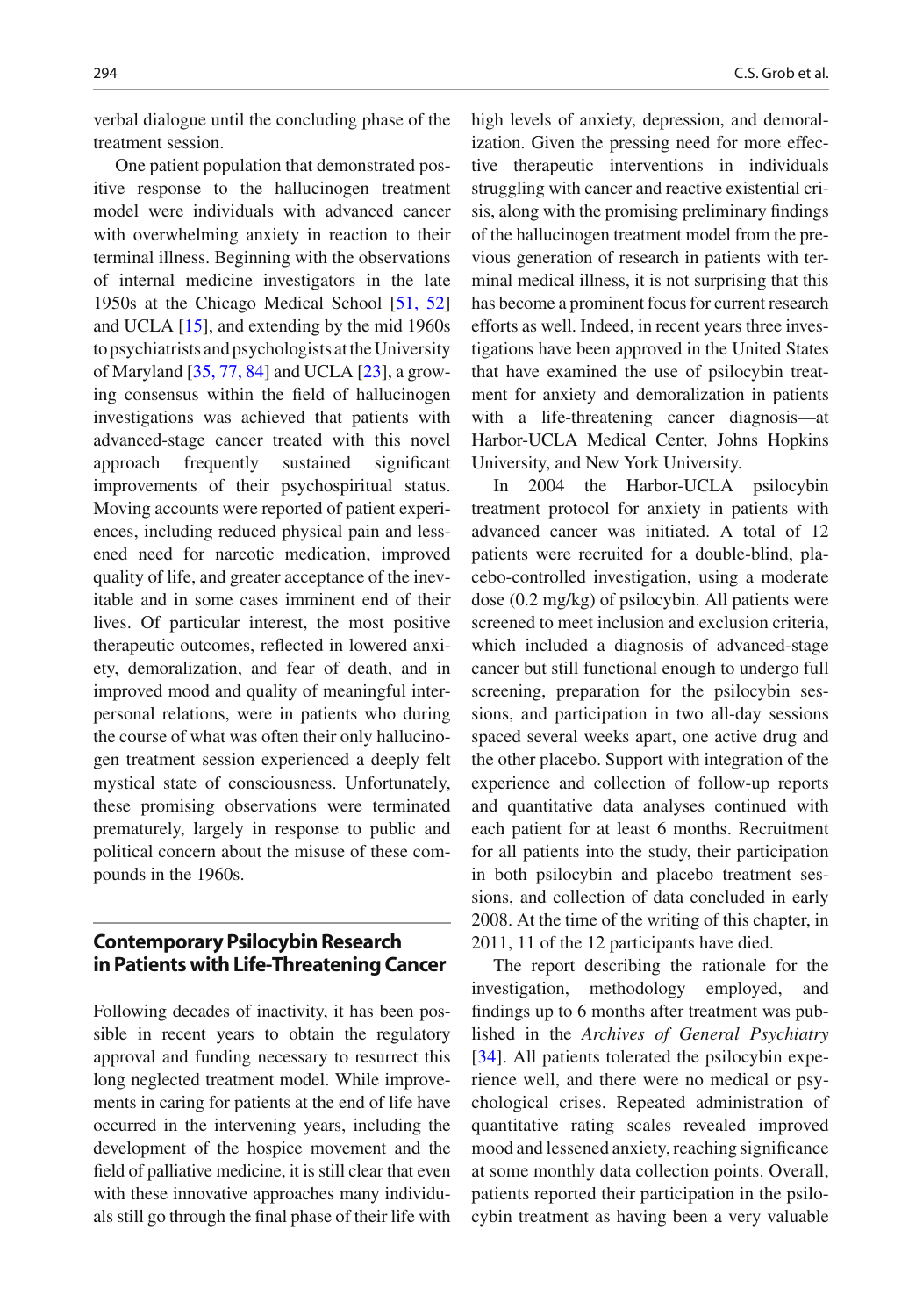verbal dialogue until the concluding phase of the treatment session.

One patient population that demonstrated positive response to the hallucinogen treatment model were individuals with advanced cancer with overwhelming anxiety in reaction to their terminal illness. Beginning with the observations of internal medicine investigators in the late 1950s at the Chicago Medical School [51, 52] and UCLA [15], and extending by the mid 1960s to psychiatrists and psychologists at the University of Maryland [35, 77, 84] and UCLA [23], a growing consensus within the field of hallucinogen investigations was achieved that patients with advanced-stage cancer treated with this novel approach frequently sustained significant improvements of their psychospiritual status. Moving accounts were reported of patient experiences, including reduced physical pain and lessened need for narcotic medication, improved quality of life, and greater acceptance of the inevitable and in some cases imminent end of their lives. Of particular interest, the most positive therapeutic outcomes, reflected in lowered anxiety, demoralization, and fear of death, and in improved mood and quality of meaningful interpersonal relations, were in patients who during the course of what was often their only hallucinogen treatment session experienced a deeply felt mystical state of consciousness. Unfortunately, these promising observations were terminated prematurely, largely in response to public and political concern about the misuse of these compounds in the 1960s.

## Contemporary Psilocybin Research in Patients with Life-Threatening Cancer

Following decades of inactivity, it has been possible in recent years to obtain the regulatory approval and funding necessary to resurrect this long neglected treatment model. While improvements in caring for patients at the end of life have occurred in the intervening years, including the development of the hospice movement and the field of palliative medicine, it is still clear that even with these innovative approaches many individuals still go through the final phase of their life with high levels of anxiety, depression, and demoralization. Given the pressing need for more effective therapeutic interventions in individuals struggling with cancer and reactive existential crisis, along with the promising preliminary findings of the hallucinogen treatment model from the previous generation of research in patients with terminal medical illness, it is not surprising that this has become a prominent focus for current research efforts as well. Indeed, in recent years three investigations have been approved in the United States that have examined the use of psilocybin treatment for anxiety and demoralization in patients with a life-threatening cancer diagnosis—at Harbor-UCLA Medical Center, Johns Hopkins University, and New York University.

In 2004 the Harbor-UCLA psilocybin treatment protocol for anxiety in patients with advanced cancer was initiated. A total of 12 patients were recruited for a double-blind, placebo-controlled investigation, using a moderate dose (0.2 mg/kg) of psilocybin. All patients were screened to meet inclusion and exclusion criteria, which included a diagnosis of advanced-stage cancer but still functional enough to undergo full screening, preparation for the psilocybin sessions, and participation in two all-day sessions spaced several weeks apart, one active drug and the other placebo. Support with integration of the experience and collection of follow-up reports and quantitative data analyses continued with each patient for at least 6 months. Recruitment for all patients into the study, their participation in both psilocybin and placebo treatment sessions, and collection of data concluded in early 2008. At the time of the writing of this chapter, in 2011, 11 of the 12 participants have died.

The report describing the rationale for the investigation, methodology employed, and findings up to 6 months after treatment was published in the *Archives of General Psychiatry* [34]. All patients tolerated the psilocybin experience well, and there were no medical or psychological crises. Repeated administration of quantitative rating scales revealed improved mood and lessened anxiety, reaching significance at some monthly data collection points. Overall, patients reported their participation in the psilocybin treatment as having been a very valuable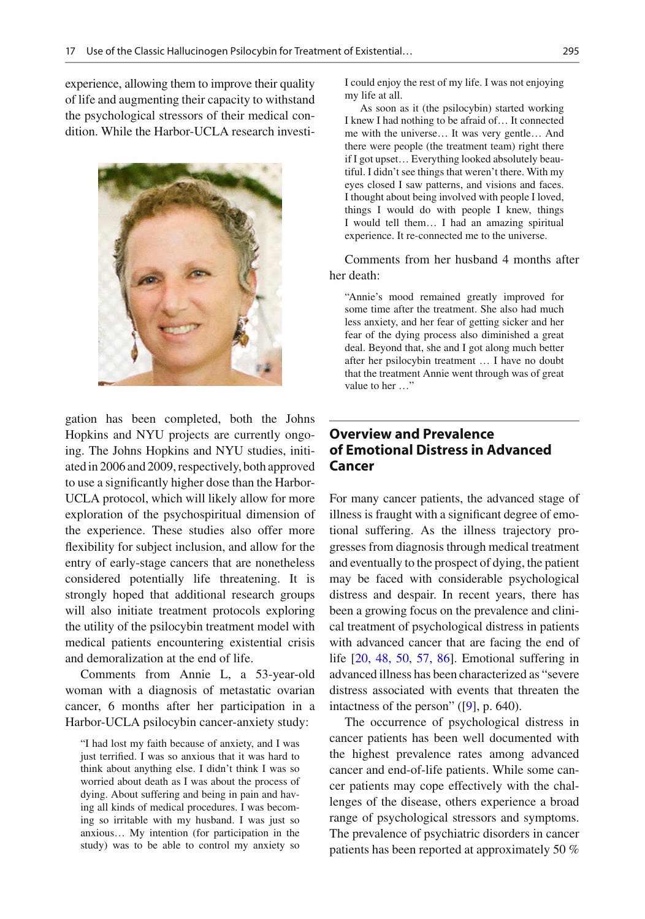experience, allowing them to improve their quality of life and augmenting their capacity to withstand the psychological stressors of their medical condition. While the Harbor-UCLA research investigation has been completed, both the Johns Hopkins and NYU projects are currently ongoing. The Johns Hopkins and NYU studies, initiated in 2006 and 2009, respectively, both approved to use a significantly higher dose than the Harbor-UCLA protocol, which will likely allow for more exploration of the psychospiritual dimension of the experience. These studies also offer more flexibility for subject inclusion, and allow for the entry of early-stage cancers that are nonetheless considered potentially life threatening. It is strongly hoped that additional research groups will also initiate treatment protocols exploring the utility of the psilocybin treatment model with medical patients encountering existential crisis and demoralization at the end of life.

Comments from Annie L, a 53-year-old woman with a diagnosis of metastatic ovarian cancer, 6 months after her participation in a Harbor-UCLA psilocybin cancer-anxiety study:

> "I had lost my faith because of anxiety, and I was just terrified. I was so anxious that it was hard to think about anything else. I didn't think I was so worried about death as I was about the process of dying. About suffering and being in pain and having all kinds of medical procedures. I was becoming so irritable with my husband. I was just so anxious… My intention (for participation in the study) was to be able to control my anxiety so I could enjoy the rest of my life. I was not enjoying my life at all.
>
> As soon as it (the psilocybin) started working I knew I had nothing to be afraid of… It connected me with the universe… It was very gentle… And there were people (the treatment team) right there if I got upset… Everything looked absolutely beautiful. I didn't see things that weren't there. With my eyes closed I saw patterns, and visions and faces. I thought about being involved with people I loved, things I would do with people I knew, things I would tell them… I had an amazing spiritual experience. It re-connected me to the universe.

Comments from her husband 4 months after her death:

> "Annie's mood remained greatly improved for some time after the treatment. She also had much less anxiety, and her fear of getting sicker and her fear of the dying process also diminished a great deal. Beyond that, she and I got along much better after her psilocybin treatment … I have no doubt that the treatment Annie went through was of great value to her …"

## Overview and Prevalence of Emotional Distress in Advanced Cancer

For many cancer patients, the advanced stage of illness is fraught with a significant degree of emotional suffering. As the illness trajectory progresses from diagnosis through medical treatment and eventually to the prospect of dying, the patient may be faced with considerable psychological distress and despair. In recent years, there has been a growing focus on the prevalence and clinical treatment of psychological distress in patients with advanced cancer that are facing the end of life [20, 48, 50, 57, 86]. Emotional suffering in advanced illness has been characterized as "severe distress associated with events that threaten the intactness of the person" ([9], p. 640).

The occurrence of psychological distress in cancer patients has been well documented with the highest prevalence rates among advanced cancer and end-of-life patients. While some cancer patients may cope effectively with the challenges of the disease, others experience a broad range of psychological stressors and symptoms. The prevalence of psychiatric disorders in cancer patients has been reported at approximately 50 %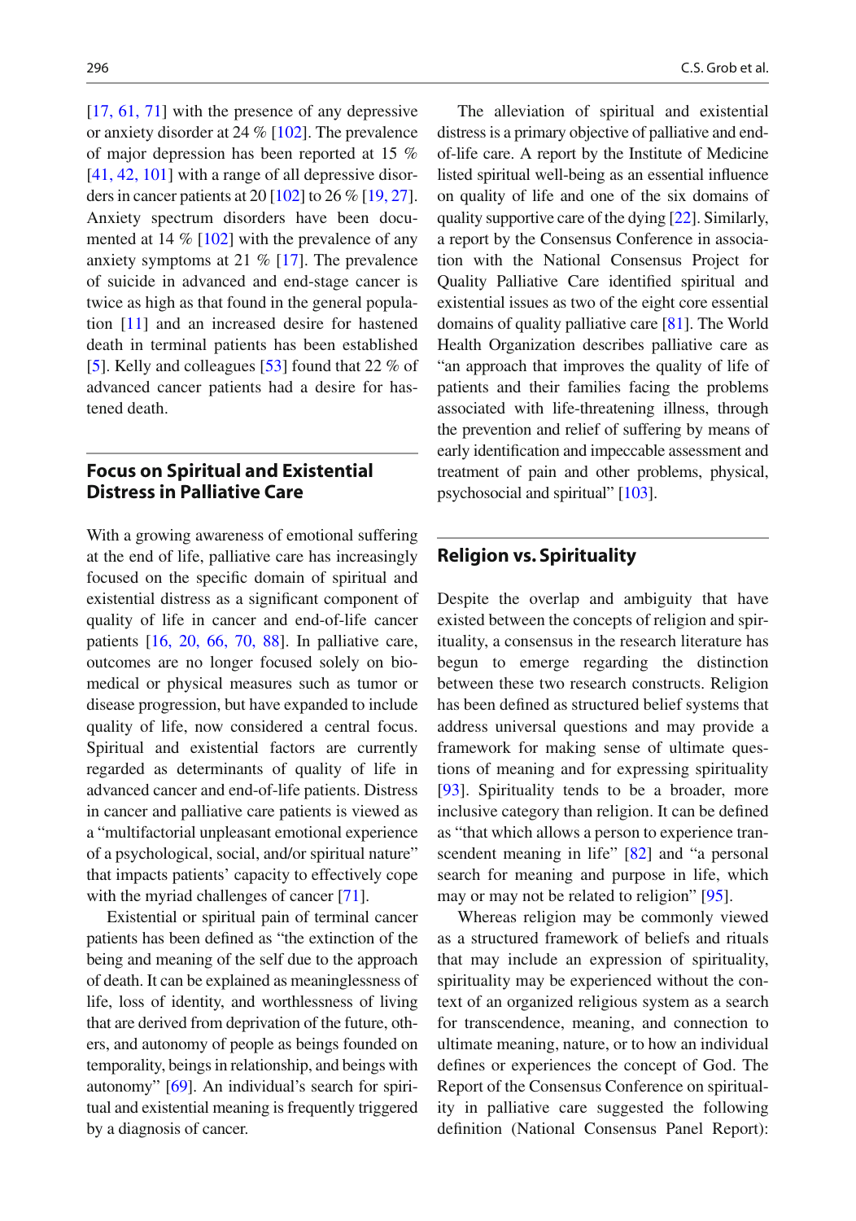[17, 61, 71] with the presence of any depressive or anxiety disorder at 24 % [102]. The prevalence of major depression has been reported at 15 % [41, 42, 101] with a range of all depressive disorders in cancer patients at 20 [102] to 26 % [19, 27]. Anxiety spectrum disorders have been documented at 14 % [102] with the prevalence of any anxiety symptoms at 21 % [17]. The prevalence of suicide in advanced and end-stage cancer is twice as high as that found in the general population [11] and an increased desire for hastened death in terminal patients has been established [5]. Kelly and colleagues [53] found that 22 % of advanced cancer patients had a desire for hastened death.

## Focus on Spiritual and Existential Distress in Palliative Care

With a growing awareness of emotional suffering at the end of life, palliative care has increasingly focused on the specific domain of spiritual and existential distress as a significant component of quality of life in cancer and end-of-life cancer patients [16, 20, 66, 70, 88]. In palliative care, outcomes are no longer focused solely on biomedical or physical measures such as tumor or disease progression, but have expanded to include quality of life, now considered a central focus. Spiritual and existential factors are currently regarded as determinants of quality of life in advanced cancer and end-of-life patients. Distress in cancer and palliative care patients is viewed as a "multifactorial unpleasant emotional experience of a psychological, social, and/or spiritual nature" that impacts patients' capacity to effectively cope with the myriad challenges of cancer [71].

Existential or spiritual pain of terminal cancer patients has been defined as "the extinction of the being and meaning of the self due to the approach of death. It can be explained as meaninglessness of life, loss of identity, and worthlessness of living that are derived from deprivation of the future, others, and autonomy of people as beings founded on temporality, beings in relationship, and beings with autonomy" [69]. An individual's search for spiritual and existential meaning is frequently triggered by a diagnosis of cancer.

The alleviation of spiritual and existential distress is a primary objective of palliative and end-of-life care. A report by the Institute of Medicine listed spiritual well-being as an essential influence on quality of life and one of the six domains of quality supportive care of the dying [22]. Similarly, a report by the Consensus Conference in association with the National Consensus Project for Quality Palliative Care identified spiritual and existential issues as two of the eight core essential domains of quality palliative care [81]. The World Health Organization describes palliative care as "an approach that improves the quality of life of patients and their families facing the problems associated with life-threatening illness, through the prevention and relief of suffering by means of early identification and impeccable assessment and treatment of pain and other problems, physical, psychosocial and spiritual" [103].

## Religion vs. Spirituality

Despite the overlap and ambiguity that have existed between the concepts of religion and spirituality, a consensus in the research literature has begun to emerge regarding the distinction between these two research constructs. Religion has been defined as structured belief systems that address universal questions and may provide a framework for making sense of ultimate questions of meaning and for expressing spirituality [93]. Spirituality tends to be a broader, more inclusive category than religion. It can be defined as "that which allows a person to experience transcendent meaning in life" [82] and "a personal search for meaning and purpose in life, which may or may not be related to religion" [95].

Whereas religion may be commonly viewed as a structured framework of beliefs and rituals that may include an expression of spirituality, spirituality may be experienced without the context of an organized religious system as a search for transcendence, meaning, and connection to ultimate meaning, nature, or to how an individual defines or experiences the concept of God. The Report of the Consensus Conference on spirituality in palliative care suggested the following definition (National Consensus Panel Report):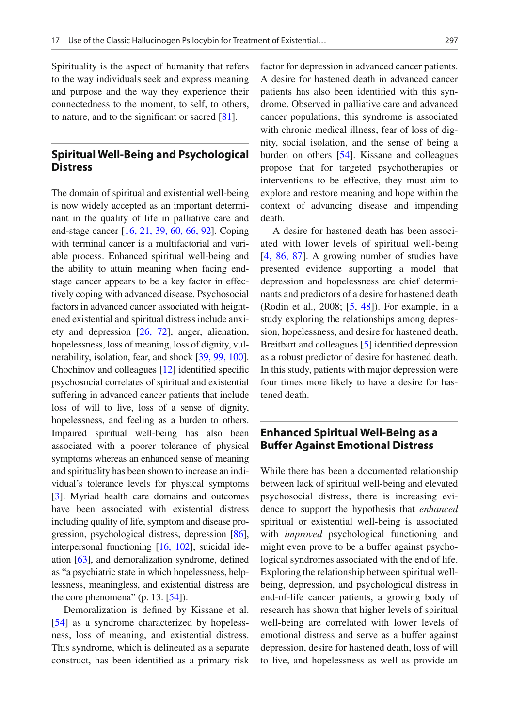Spirituality is the aspect of humanity that refers to the way individuals seek and express meaning and purpose and the way they experience their connectedness to the moment, to self, to others, to nature, and to the significant or sacred [81].

## Spiritual Well-Being and Psychological Distress

The domain of spiritual and existential well-being is now widely accepted as an important determinant in the quality of life in palliative care and end-stage cancer [16, 21, 39, 60, 66, 92]. Coping with terminal cancer is a multifactorial and variable process. Enhanced spiritual well-being and the ability to attain meaning when facing end-stage cancer appears to be a key factor in effectively coping with advanced disease. Psychosocial factors in advanced cancer associated with heightened existential and spiritual distress include anxiety and depression [26, 72], anger, alienation, hopelessness, loss of meaning, loss of dignity, vulnerability, isolation, fear, and shock [39, 99, 100]. Chochinov and colleagues [12] identified specific psychosocial correlates of spiritual and existential suffering in advanced cancer patients that include loss of will to live, loss of a sense of dignity, hopelessness, and feeling as a burden to others. Impaired spiritual well-being has also been associated with a poorer tolerance of physical symptoms whereas an enhanced sense of meaning and spirituality has been shown to increase an individual's tolerance levels for physical symptoms [3]. Myriad health care domains and outcomes have been associated with existential distress including quality of life, symptom and disease progression, psychological distress, depression [86], interpersonal functioning [16, 102], suicidal ideation [63], and demoralization syndrome, defined as "a psychiatric state in which hopelessness, helplessness, meaningless, and existential distress are the core phenomena" (p. 13. [54]).

Demoralization is defined by Kissane et al. [54] as a syndrome characterized by hopelessness, loss of meaning, and existential distress. This syndrome, which is delineated as a separate construct, has been identified as a primary risk factor for depression in advanced cancer patients. A desire for hastened death in advanced cancer patients has also been identified with this syndrome. Observed in palliative care and advanced cancer populations, this syndrome is associated with chronic medical illness, fear of loss of dignity, social isolation, and the sense of being a burden on others [54]. Kissane and colleagues propose that for targeted psychotherapies or interventions to be effective, they must aim to explore and restore meaning and hope within the context of advancing disease and impending death.

A desire for hastened death has been associated with lower levels of spiritual well-being [4, 86, 87]. A growing number of studies have presented evidence supporting a model that depression and hopelessness are chief determinants and predictors of a desire for hastened death (Rodin et al., 2008; [5, 48]). For example, in a study exploring the relationships among depression, hopelessness, and desire for hastened death, Breitbart and colleagues [5] identified depression as a robust predictor of desire for hastened death. In this study, patients with major depression were four times more likely to have a desire for hastened death.

## Enhanced Spiritual Well-Being as a Buffer Against Emotional Distress

While there has been a documented relationship between lack of spiritual well-being and elevated psychosocial distress, there is increasing evidence to support the hypothesis that *enhanced* spiritual or existential well-being is associated with *improved* psychological functioning and might even prove to be a buffer against psychological syndromes associated with the end of life. Exploring the relationship between spiritual well-being, depression, and psychological distress in end-of-life cancer patients, a growing body of research has shown that higher levels of spiritual well-being are correlated with lower levels of emotional distress and serve as a buffer against depression, desire for hastened death, loss of will to live, and hopelessness as well as provide an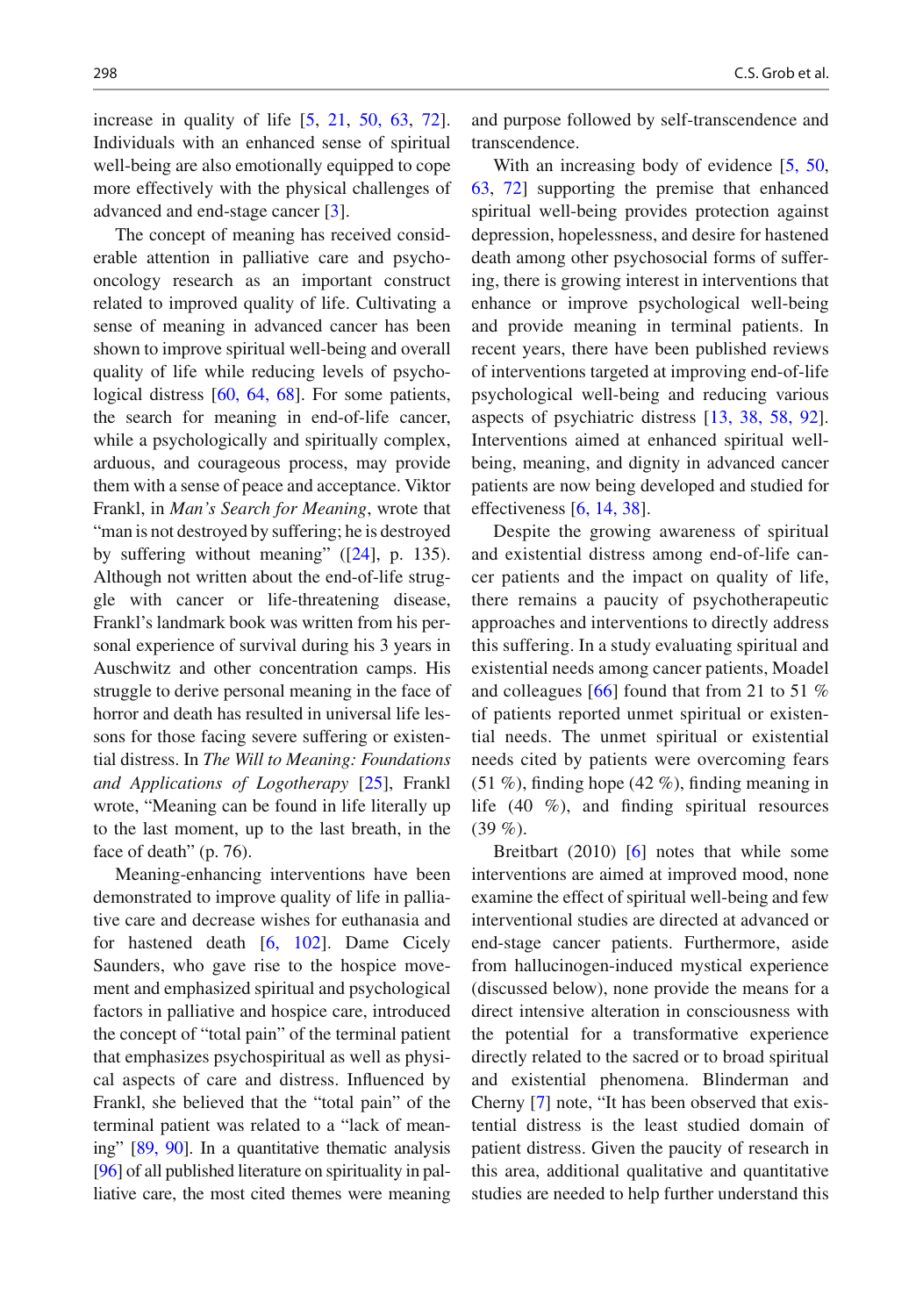increase in quality of life [5, 21, 50, 63, 72]. Individuals with an enhanced sense of spiritual well-being are also emotionally equipped to cope more effectively with the physical challenges of advanced and end-stage cancer [3].

The concept of meaning has received considerable attention in palliative care and psycho-oncology research as an important construct related to improved quality of life. Cultivating a sense of meaning in advanced cancer has been shown to improve spiritual well-being and overall quality of life while reducing levels of psychological distress [60, 64, 68]. For some patients, the search for meaning in end-of-life cancer, while a psychologically and spiritually complex, arduous, and courageous process, may provide them with a sense of peace and acceptance. Viktor Frankl, in *Man's Search for Meaning*, wrote that "man is not destroyed by suffering; he is destroyed by suffering without meaning" ([24], p. 135). Although not written about the end-of-life struggle with cancer or life-threatening disease, Frankl's landmark book was written from his personal experience of survival during his 3 years in Auschwitz and other concentration camps. His struggle to derive personal meaning in the face of horror and death has resulted in universal life lessons for those facing severe suffering or existential distress. In *The Will to Meaning: Foundations and Applications of Logotherapy* [25], Frankl wrote, "Meaning can be found in life literally up to the last moment, up to the last breath, in the face of death" (p. 76).

Meaning-enhancing interventions have been demonstrated to improve quality of life in palliative care and decrease wishes for euthanasia and for hastened death [6, 102]. Dame Cicely Saunders, who gave rise to the hospice movement and emphasized spiritual and psychological factors in palliative and hospice care, introduced the concept of "total pain" of the terminal patient that emphasizes psychospiritual as well as physical aspects of care and distress. Influenced by Frankl, she believed that the "total pain" of the terminal patient was related to a "lack of meaning" [89, 90]. In a quantitative thematic analysis [96] of all published literature on spirituality in palliative care, the most cited themes were meaning and purpose followed by self-transcendence and transcendence.

With an increasing body of evidence [5, 50, 63, 72] supporting the premise that enhanced spiritual well-being provides protection against depression, hopelessness, and desire for hastened death among other psychosocial forms of suffering, there is growing interest in interventions that enhance or improve psychological well-being and provide meaning in terminal patients. In recent years, there have been published reviews of interventions targeted at improving end-of-life psychological well-being and reducing various aspects of psychiatric distress [13, 38, 58, 92]. Interventions aimed at enhanced spiritual well-being, meaning, and dignity in advanced cancer patients are now being developed and studied for effectiveness [6, 14, 38].

Despite the growing awareness of spiritual and existential distress among end-of-life cancer patients and the impact on quality of life, there remains a paucity of psychotherapeutic approaches and interventions to directly address this suffering. In a study evaluating spiritual and existential needs among cancer patients, Moadel and colleagues [66] found that from 21 to 51 % of patients reported unmet spiritual or existential needs. The unmet spiritual or existential needs cited by patients were overcoming fears (51 %), finding hope (42 %), finding meaning in life (40 %), and finding spiritual resources (39 %).

Breitbart (2010) [6] notes that while some interventions are aimed at improved mood, none examine the effect of spiritual well-being and few interventional studies are directed at advanced or end-stage cancer patients. Furthermore, aside from hallucinogen-induced mystical experience (discussed below), none provide the means for a direct intensive alteration in consciousness with the potential for a transformative experience directly related to the sacred or to broad spiritual and existential phenomena. Blinderman and Cherny [7] note, "It has been observed that existential distress is the least studied domain of patient distress. Given the paucity of research in this area, additional qualitative and quantitative studies are needed to help further understand this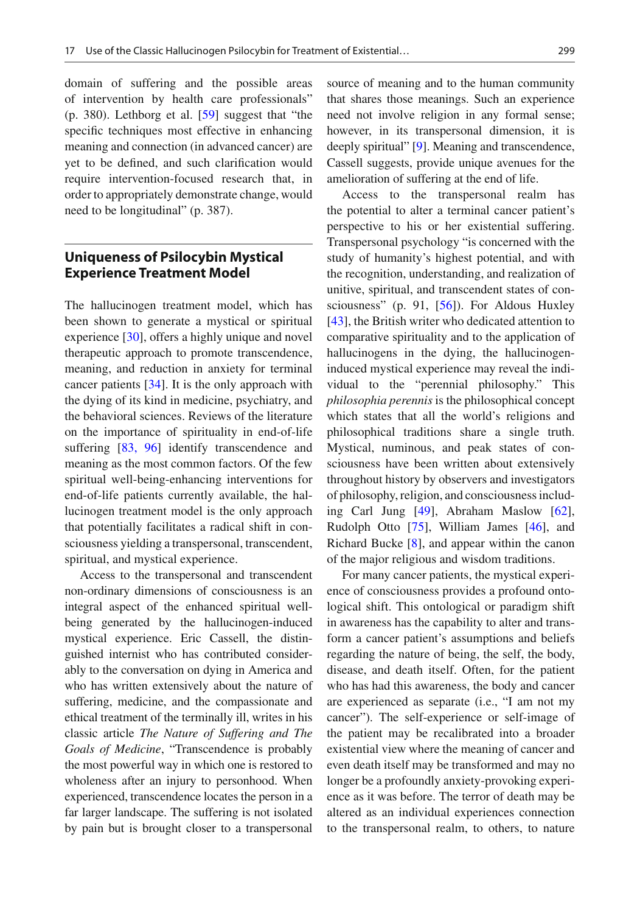domain of suffering and the possible areas of intervention by health care professionals" (p. 380). Lethborg et al. [59] suggest that "the specific techniques most effective in enhancing meaning and connection (in advanced cancer) are yet to be defined, and such clarification would require intervention-focused research that, in order to appropriately demonstrate change, would need to be longitudinal" (p. 387).

## Uniqueness of Psilocybin Mystical Experience Treatment Model

The hallucinogen treatment model, which has been shown to generate a mystical or spiritual experience [30], offers a highly unique and novel therapeutic approach to promote transcendence, meaning, and reduction in anxiety for terminal cancer patients [34]. It is the only approach with the dying of its kind in medicine, psychiatry, and the behavioral sciences. Reviews of the literature on the importance of spirituality in end-of-life suffering [83, 96] identify transcendence and meaning as the most common factors. Of the few spiritual well-being-enhancing interventions for end-of-life patients currently available, the hallucinogen treatment model is the only approach that potentially facilitates a radical shift in consciousness yielding a transpersonal, transcendent, spiritual, and mystical experience.

Access to the transpersonal and transcendent non-ordinary dimensions of consciousness is an integral aspect of the enhanced spiritual well-being generated by the hallucinogen-induced mystical experience. Eric Cassell, the distinguished internist who has contributed considerably to the conversation on dying in America and who has written extensively about the nature of suffering, medicine, and the compassionate and ethical treatment of the terminally ill, writes in his classic article *The Nature of Suffering and The Goals of Medicine*, "Transcendence is probably the most powerful way in which one is restored to wholeness after an injury to personhood. When experienced, transcendence locates the person in a far larger landscape. The suffering is not isolated by pain but is brought closer to a transpersonal source of meaning and to the human community that shares those meanings. Such an experience need not involve religion in any formal sense; however, in its transpersonal dimension, it is deeply spiritual" [9]. Meaning and transcendence, Cassell suggests, provide unique avenues for the amelioration of suffering at the end of life.

Access to the transpersonal realm has the potential to alter a terminal cancer patient's perspective to his or her existential suffering. Transpersonal psychology "is concerned with the study of humanity's highest potential, and with the recognition, understanding, and realization of unitive, spiritual, and transcendent states of consciousness" (p. 91, [56]). For Aldous Huxley [43], the British writer who dedicated attention to comparative spirituality and to the application of hallucinogens in the dying, the hallucinogen-induced mystical experience may reveal the individual to the "perennial philosophy." This *philosophia perennis* is the philosophical concept which states that all the world's religions and philosophical traditions share a single truth. Mystical, numinous, and peak states of consciousness have been written about extensively throughout history by observers and investigators of philosophy, religion, and consciousness including Carl Jung [49], Abraham Maslow [62], Rudolph Otto [75], William James [46], and Richard Bucke [8], and appear within the canon of the major religious and wisdom traditions.

For many cancer patients, the mystical experience of consciousness provides a profound ontological shift. This ontological or paradigm shift in awareness has the capability to alter and transform a cancer patient's assumptions and beliefs regarding the nature of being, the self, the body, disease, and death itself. Often, for the patient who has had this awareness, the body and cancer are experienced as separate (i.e., "I am not my cancer"). The self-experience or self-image of the patient may be recalibrated into a broader existential view where the meaning of cancer and even death itself may be transformed and may no longer be a profoundly anxiety-provoking experience as it was before. The terror of death may be altered as an individual experiences connection to the transpersonal realm, to others, to nature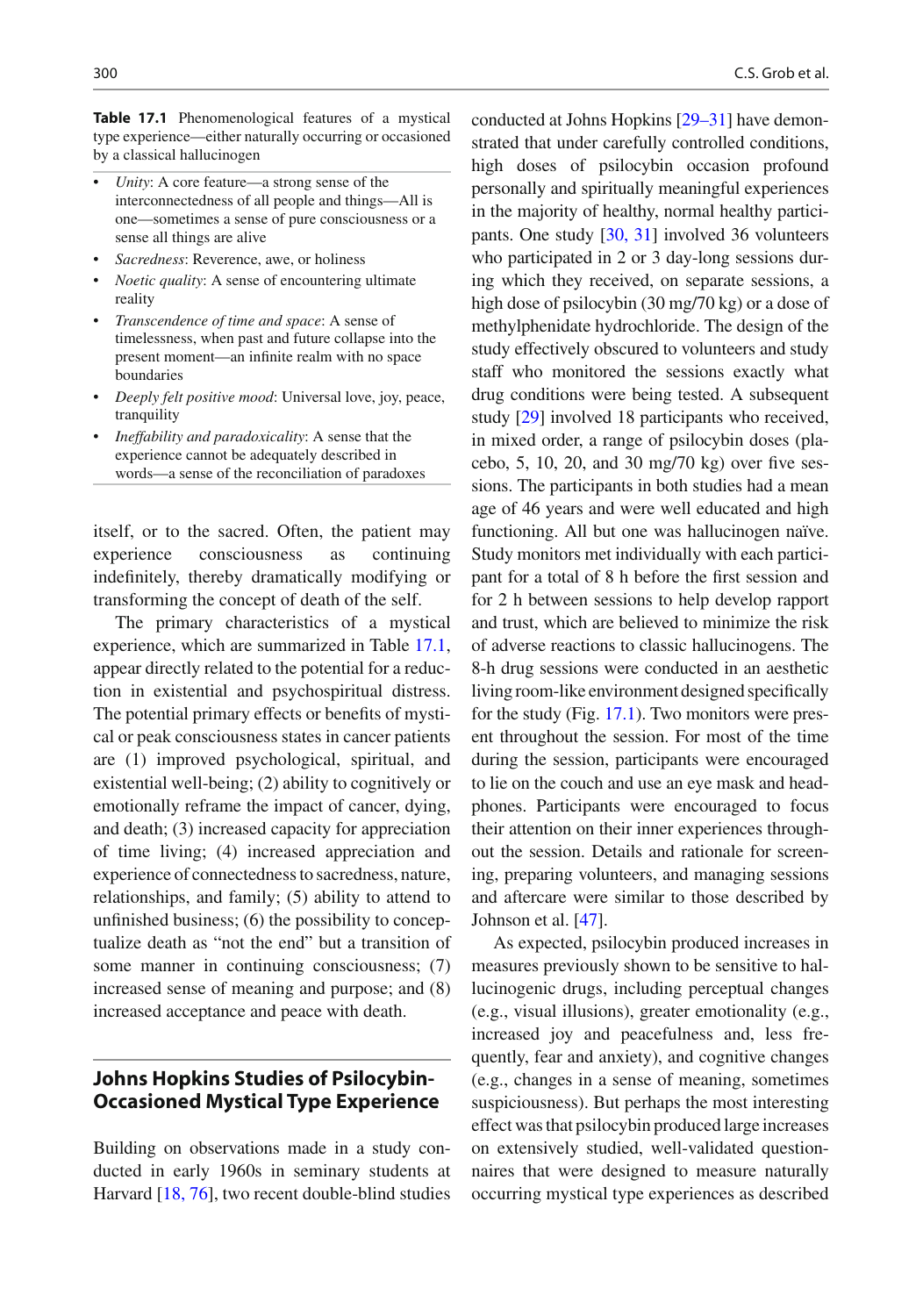**Table 17.1** Phenomenological features of a mystical type experience—either naturally occurring or occasioned by a classical hallucinogen

- *Unity*: A core feature—a strong sense of the interconnectedness of all people and things—All is one—sometimes a sense of pure consciousness or a sense all things are alive
- *Sacredness*: Reverence, awe, or holiness
- *Noetic quality*: A sense of encountering ultimate reality
- *Transcendence of time and space*: A sense of timelessness, when past and future collapse into the present moment—an infinite realm with no space boundaries
- *Deeply felt positive mood*: Universal love, joy, peace, tranquility
- *Ineffability and paradoxicality*: A sense that the experience cannot be adequately described in words—a sense of the reconciliation of paradoxes

itself, or to the sacred. Often, the patient may experience consciousness as continuing indefinitely, thereby dramatically modifying or transforming the concept of death of the self.

The primary characteristics of a mystical experience, which are summarized in Table 17.1, appear directly related to the potential for a reduction in existential and psychospiritual distress. The potential primary effects or benefits of mystical or peak consciousness states in cancer patients are (1) improved psychological, spiritual, and existential well-being; (2) ability to cognitively or emotionally reframe the impact of cancer, dying, and death; (3) increased capacity for appreciation of time living; (4) increased appreciation and experience of connectedness to sacredness, nature, relationships, and family; (5) ability to attend to unfinished business; (6) the possibility to conceptualize death as "not the end" but a transition of some manner in continuing consciousness; (7) increased sense of meaning and purpose; and (8) increased acceptance and peace with death.

## Johns Hopkins Studies of Psilocybin-Occasioned Mystical Type Experience

Building on observations made in a study conducted in early 1960s in seminary students at Harvard [18, 76], two recent double-blind studies conducted at Johns Hopkins [29–31] have demonstrated that under carefully controlled conditions, high doses of psilocybin occasion profound personally and spiritually meaningful experiences in the majority of healthy, normal healthy participants. One study [30, 31] involved 36 volunteers who participated in 2 or 3 day-long sessions during which they received, on separate sessions, a high dose of psilocybin (30 mg/70 kg) or a dose of methylphenidate hydrochloride. The design of the study effectively obscured to volunteers and study staff who monitored the sessions exactly what drug conditions were being tested. A subsequent study [29] involved 18 participants who received, in mixed order, a range of psilocybin doses (placebo, 5, 10, 20, and 30 mg/70 kg) over five sessions. The participants in both studies had a mean age of 46 years and were well educated and high functioning. All but one was hallucinogen naïve. Study monitors met individually with each participant for a total of 8 h before the first session and for 2 h between sessions to help develop rapport and trust, which are believed to minimize the risk of adverse reactions to classic hallucinogens. The 8-h drug sessions were conducted in an aesthetic living room-like environment designed specifically for the study (Fig. 17.1). Two monitors were present throughout the session. For most of the time during the session, participants were encouraged to lie on the couch and use an eye mask and headphones. Participants were encouraged to focus their attention on their inner experiences throughout the session. Details and rationale for screening, preparing volunteers, and managing sessions and aftercare were similar to those described by Johnson et al. [47].

As expected, psilocybin produced increases in measures previously shown to be sensitive to hallucinogenic drugs, including perceptual changes (e.g., visual illusions), greater emotionality (e.g., increased joy and peacefulness and, less frequently, fear and anxiety), and cognitive changes (e.g., changes in a sense of meaning, sometimes suspiciousness). But perhaps the most interesting effect was that psilocybin produced large increases on extensively studied, well-validated questionnaires that were designed to measure naturally occurring mystical type experiences as described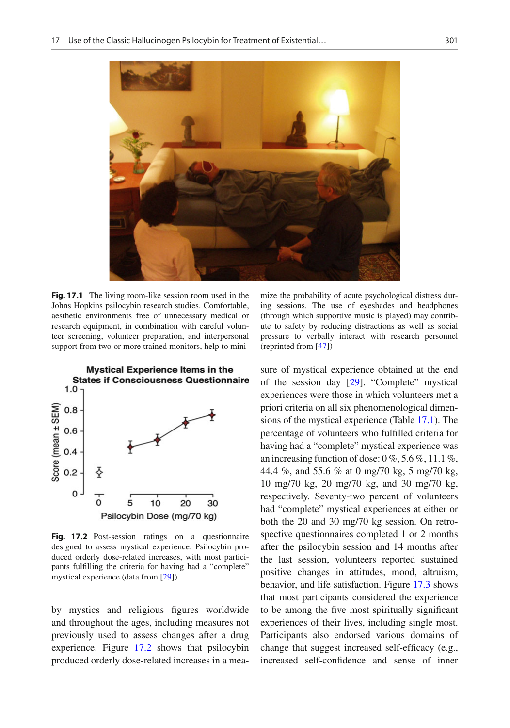**Fig. 17.1** The living room-like session room used in the Johns Hopkins psilocybin research studies. Comfortable, aesthetic environments free of unnecessary medical or research equipment, in combination with careful volunteer screening, volunteer preparation, and interpersonal support from two or more trained monitors, help to minimize the probability of acute psychological distress during sessions. The use of eyeshades and headphones (through which supportive music is played) may contribute to safety by reducing distractions as well as social pressure to verbally interact with research personnel (reprinted from [47])

**Fig. 17.2** Post-session ratings on a questionnaire designed to assess mystical experience. Psilocybin produced orderly dose-related increases, with most participants fulfilling the criteria for having had a "complete" mystical experience (data from [29])

by mystics and religious figures worldwide and throughout the ages, including measures not previously used to assess changes after a drug experience. Figure 17.2 shows that psilocybin produced orderly dose-related increases in a measure of mystical experience obtained at the end of the session day [29]. "Complete" mystical experiences were those in which volunteers met a priori criteria on all six phenomenological dimensions of the mystical experience (Table 17.1). The percentage of volunteers who fulfilled criteria for having had a "complete" mystical experience was an increasing function of dose: 0 %, 5.6 %, 11.1 %, 44.4 %, and 55.6 % at 0 mg/70 kg, 5 mg/70 kg, 10 mg/70 kg, 20 mg/70 kg, and 30 mg/70 kg, respectively. Seventy-two percent of volunteers had "complete" mystical experiences at either or both the 20 and 30 mg/70 kg session. On retrospective questionnaires completed 1 or 2 months after the psilocybin session and 14 months after the last session, volunteers reported sustained positive changes in attitudes, mood, altruism, behavior, and life satisfaction. Figure 17.3 shows that most participants considered the experience to be among the five most spiritually significant experiences of their lives, including single most. Participants also endorsed various domains of change that suggest increased self-efficacy (e.g., increased self-confidence and sense of inner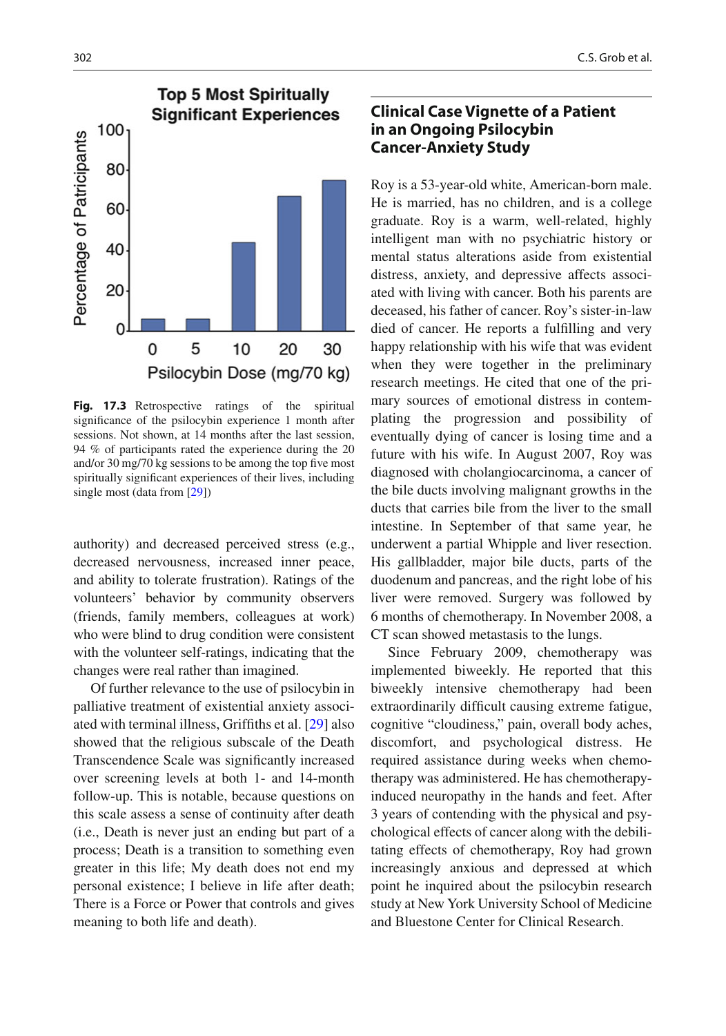Top 5 Most Spiritually Significant Experiences

Percentage of Patricipants

100
80
60
40
20
0

0 5 10 20 30

Psilocybin Dose (mg/70 kg)

**Fig. 17.3** Retrospective ratings of the spiritual significance of the psilocybin experience 1 month after sessions. Not shown, at 14 months after the last session, 94 % of participants rated the experience during the 20 and/or 30 mg/70 kg sessions to be among the top five most spiritually significant experiences of their lives, including single most (data from [29])

authority) and decreased perceived stress (e.g., decreased nervousness, increased inner peace, and ability to tolerate frustration). Ratings of the volunteers' behavior by community observers (friends, family members, colleagues at work) who were blind to drug condition were consistent with the volunteer self-ratings, indicating that the changes were real rather than imagined.

Of further relevance to the use of psilocybin in palliative treatment of existential anxiety associated with terminal illness, Griffiths et al. [29] also showed that the religious subscale of the Death Transcendence Scale was significantly increased over screening levels at both 1- and 14-month follow-up. This is notable, because questions on this scale assess a sense of continuity after death (i.e., Death is never just an ending but part of a process; Death is a transition to something even greater in this life; My death does not end my personal existence; I believe in life after death; There is a Force or Power that controls and gives meaning to both life and death).

## Clinical Case Vignette of a Patient in an Ongoing Psilocybin Cancer-Anxiety Study

Roy is a 53-year-old white, American-born male. He is married, has no children, and is a college graduate. Roy is a warm, well-related, highly intelligent man with no psychiatric history or mental status alterations aside from existential distress, anxiety, and depressive affects associated with living with cancer. Both his parents are deceased, his father of cancer. Roy's sister-in-law died of cancer. He reports a fulfilling and very happy relationship with his wife that was evident when they were together in the preliminary research meetings. He cited that one of the primary sources of emotional distress in contemplating the progression and possibility of eventually dying of cancer is losing time and a future with his wife. In August 2007, Roy was diagnosed with cholangiocarcinoma, a cancer of the bile ducts involving malignant growths in the ducts that carries bile from the liver to the small intestine. In September of that same year, he underwent a partial Whipple and liver resection. His gallbladder, major bile ducts, parts of the duodenum and pancreas, and the right lobe of his liver were removed. Surgery was followed by 6 months of chemotherapy. In November 2008, a CT scan showed metastasis to the lungs.

Since February 2009, chemotherapy was implemented biweekly. He reported that this biweekly intensive chemotherapy had been extraordinarily difficult causing extreme fatigue, cognitive "cloudiness," pain, overall body aches, discomfort, and psychological distress. He required assistance during weeks when chemotherapy was administered. He has chemotherapy-induced neuropathy in the hands and feet. After 3 years of contending with the physical and psychological effects of cancer along with the debilitating effects of chemotherapy, Roy had grown increasingly anxious and depressed at which point he inquired about the psilocybin research study at New York University School of Medicine and Bluestone Center for Clinical Research.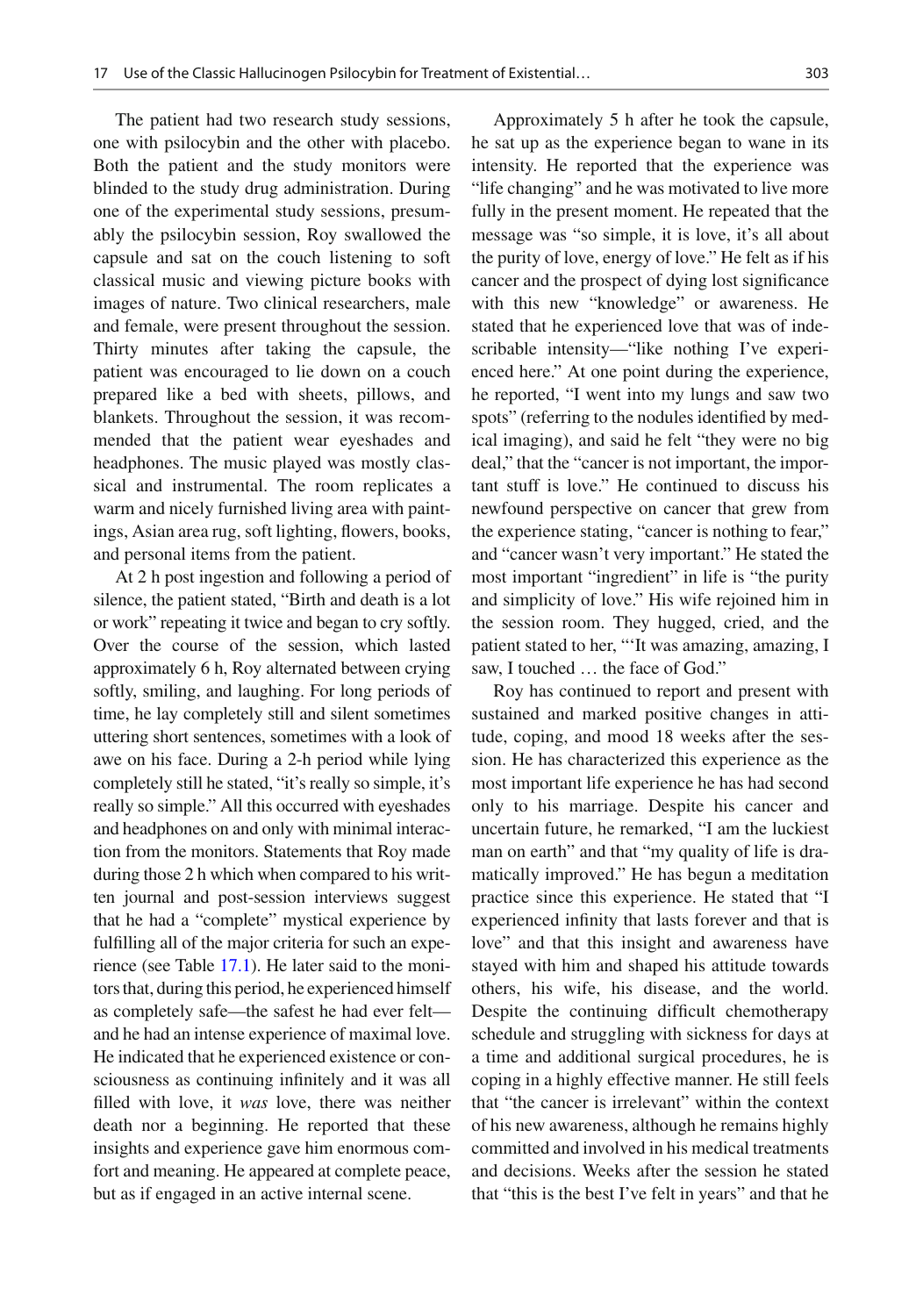The patient had two research study sessions, one with psilocybin and the other with placebo. Both the patient and the study monitors were blinded to the study drug administration. During one of the experimental study sessions, presumably the psilocybin session, Roy swallowed the capsule and sat on the couch listening to soft classical music and viewing picture books with images of nature. Two clinical researchers, male and female, were present throughout the session. Thirty minutes after taking the capsule, the patient was encouraged to lie down on a couch prepared like a bed with sheets, pillows, and blankets. Throughout the session, it was recommended that the patient wear eyeshades and headphones. The music played was mostly classical and instrumental. The room replicates a warm and nicely furnished living area with paintings, Asian area rug, soft lighting, flowers, books, and personal items from the patient.

At 2 h post ingestion and following a period of silence, the patient stated, "Birth and death is a lot or work" repeating it twice and began to cry softly. Over the course of the session, which lasted approximately 6 h, Roy alternated between crying softly, smiling, and laughing. For long periods of time, he lay completely still and silent sometimes uttering short sentences, sometimes with a look of awe on his face. During a 2-h period while lying completely still he stated, "it's really so simple, it's really so simple." All this occurred with eyeshades and headphones on and only with minimal interaction from the monitors. Statements that Roy made during those 2 h which when compared to his written journal and post-session interviews suggest that he had a "complete" mystical experience by fulfilling all of the major criteria for such an experience (see Table 17.1). He later said to the monitors that, during this period, he experienced himself as completely safe—the safest he had ever felt—and he had an intense experience of maximal love. He indicated that he experienced existence or consciousness as continuing infinitely and it was all filled with love, it *was* love, there was neither death nor a beginning. He reported that these insights and experience gave him enormous comfort and meaning. He appeared at complete peace, but as if engaged in an active internal scene.

Approximately 5 h after he took the capsule, he sat up as the experience began to wane in its intensity. He reported that the experience was "life changing" and he was motivated to live more fully in the present moment. He repeated that the message was "so simple, it is love, it's all about the purity of love, energy of love." He felt as if his cancer and the prospect of dying lost significance with this new "knowledge" or awareness. He stated that he experienced love that was of indescribable intensity—"like nothing I've experienced here." At one point during the experience, he reported, "I went into my lungs and saw two spots" (referring to the nodules identified by medical imaging), and said he felt "they were no big deal," that the "cancer is not important, the important stuff is love." He continued to discuss his newfound perspective on cancer that grew from the experience stating, "cancer is nothing to fear," and "cancer wasn't very important." He stated the most important "ingredient" in life is "the purity and simplicity of love." His wife rejoined him in the session room. They hugged, cried, and the patient stated to her, "'It was amazing, amazing, I saw, I touched … the face of God."

Roy has continued to report and present with sustained and marked positive changes in attitude, coping, and mood 18 weeks after the session. He has characterized this experience as the most important life experience he has had second only to his marriage. Despite his cancer and uncertain future, he remarked, "I am the luckiest man on earth" and that "my quality of life is dramatically improved." He has begun a meditation practice since this experience. He stated that "I experienced infinity that lasts forever and that is love" and that this insight and awareness have stayed with him and shaped his attitude towards others, his wife, his disease, and the world. Despite the continuing difficult chemotherapy schedule and struggling with sickness for days at a time and additional surgical procedures, he is coping in a highly effective manner. He still feels that "the cancer is irrelevant" within the context of his new awareness, although he remains highly committed and involved in his medical treatments and decisions. Weeks after the session he stated that "this is the best I've felt in years" and that he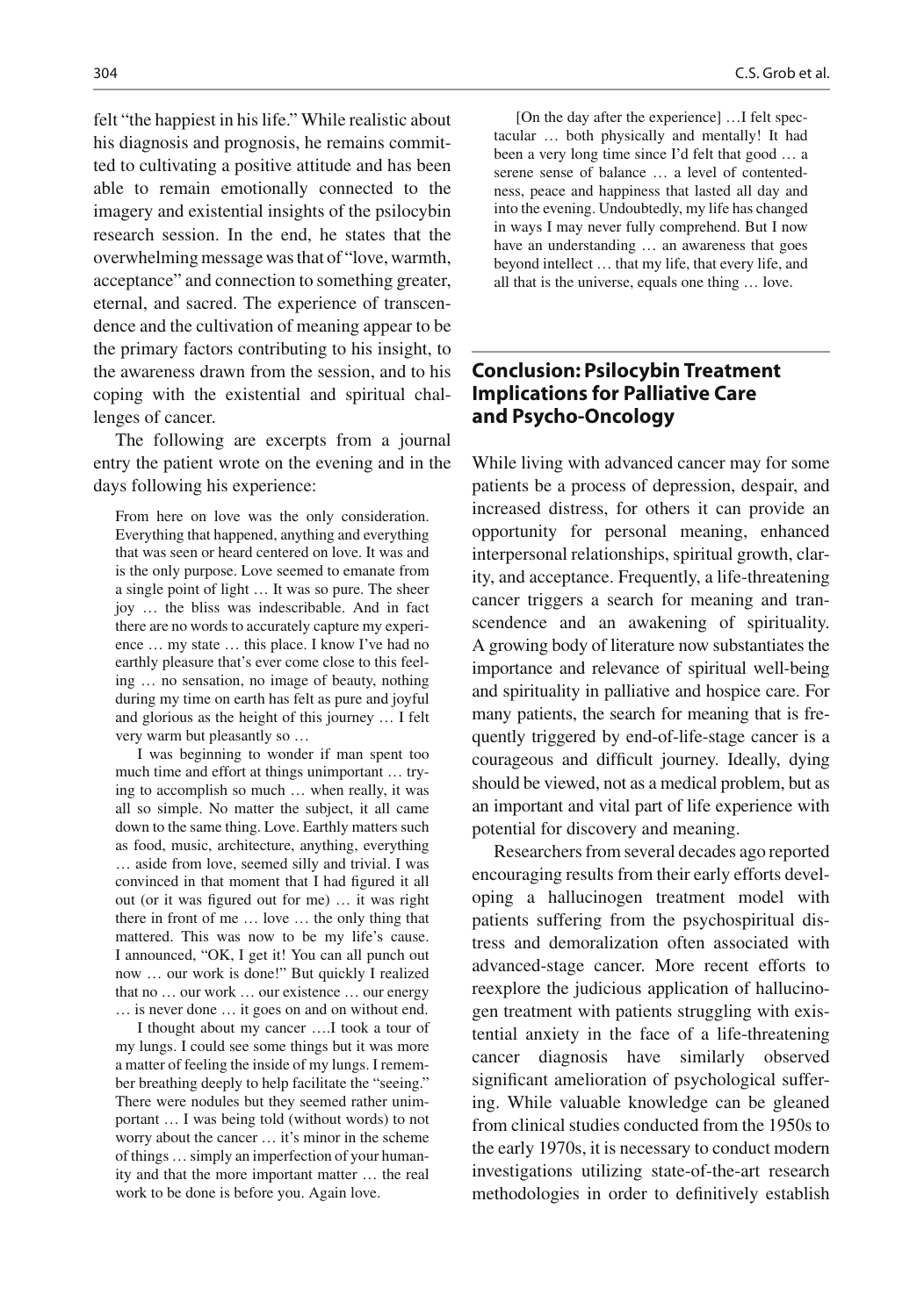felt "the happiest in his life." While realistic about his diagnosis and prognosis, he remains committed to cultivating a positive attitude and has been able to remain emotionally connected to the imagery and existential insights of the psilocybin research session. In the end, he states that the overwhelming message was that of "love, warmth, acceptance" and connection to something greater, eternal, and sacred. The experience of transcendence and the cultivation of meaning appear to be the primary factors contributing to his insight, to the awareness drawn from the session, and to his coping with the existential and spiritual challenges of cancer.

The following are excerpts from a journal entry the patient wrote on the evening and in the days following his experience:

> From here on love was the only consideration. Everything that happened, anything and everything that was seen or heard centered on love. It was and is the only purpose. Love seemed to emanate from a single point of light … It was so pure. The sheer joy … the bliss was indescribable. And in fact there are no words to accurately capture my experience … my state … this place. I know I've had no earthly pleasure that's ever come close to this feeling … no sensation, no image of beauty, nothing during my time on earth has felt as pure and joyful and glorious as the height of this journey … I felt very warm but pleasantly so …
>
> I was beginning to wonder if man spent too much time and effort at things unimportant … trying to accomplish so much … when really, it was all so simple. No matter the subject, it all came down to the same thing. Love. Earthly matters such as food, music, architecture, anything, everything … aside from love, seemed silly and trivial. I was convinced in that moment that I had figured it all out (or it was figured out for me) … it was right there in front of me … love … the only thing that mattered. This was now to be my life's cause. I announced, "OK, I get it! You can all punch out now … our work is done!" But quickly I realized that no … our work … our existence … our energy … is never done … it goes on and on without end.
>
> I thought about my cancer ….I took a tour of my lungs. I could see some things but it was more a matter of feeling the inside of my lungs. I remember breathing deeply to help facilitate the "seeing." There were nodules but they seemed rather unimportant … I was being told (without words) to not worry about the cancer … it's minor in the scheme of things … simply an imperfection of your humanity and that the more important matter … the real work to be done is before you. Again love.
>
> [On the day after the experience] …I felt spectacular … both physically and mentally! It had been a very long time since I'd felt that good … a serene sense of balance … a level of contentedness, peace and happiness that lasted all day and into the evening. Undoubtedly, my life has changed in ways I may never fully comprehend. But I now have an understanding … an awareness that goes beyond intellect … that my life, that every life, and all that is the universe, equals one thing … love.

## Conclusion: Psilocybin Treatment Implications for Palliative Care and Psycho-Oncology

While living with advanced cancer may for some patients be a process of depression, despair, and increased distress, for others it can provide an opportunity for personal meaning, enhanced interpersonal relationships, spiritual growth, clarity, and acceptance. Frequently, a life-threatening cancer triggers a search for meaning and transcendence and an awakening of spirituality. A growing body of literature now substantiates the importance and relevance of spiritual well-being and spirituality in palliative and hospice care. For many patients, the search for meaning that is frequently triggered by end-of-life-stage cancer is a courageous and difficult journey. Ideally, dying should be viewed, not as a medical problem, but as an important and vital part of life experience with potential for discovery and meaning.

Researchers from several decades ago reported encouraging results from their early efforts developing a hallucinogen treatment model with patients suffering from the psychospiritual distress and demoralization often associated with advanced-stage cancer. More recent efforts to reexplore the judicious application of hallucinogen treatment with patients struggling with existential anxiety in the face of a life-threatening cancer diagnosis have similarly observed significant amelioration of psychological suffering. While valuable knowledge can be gleaned from clinical studies conducted from the 1950s to the early 1970s, it is necessary to conduct modern investigations utilizing state-of-the-art research methodologies in order to definitively establish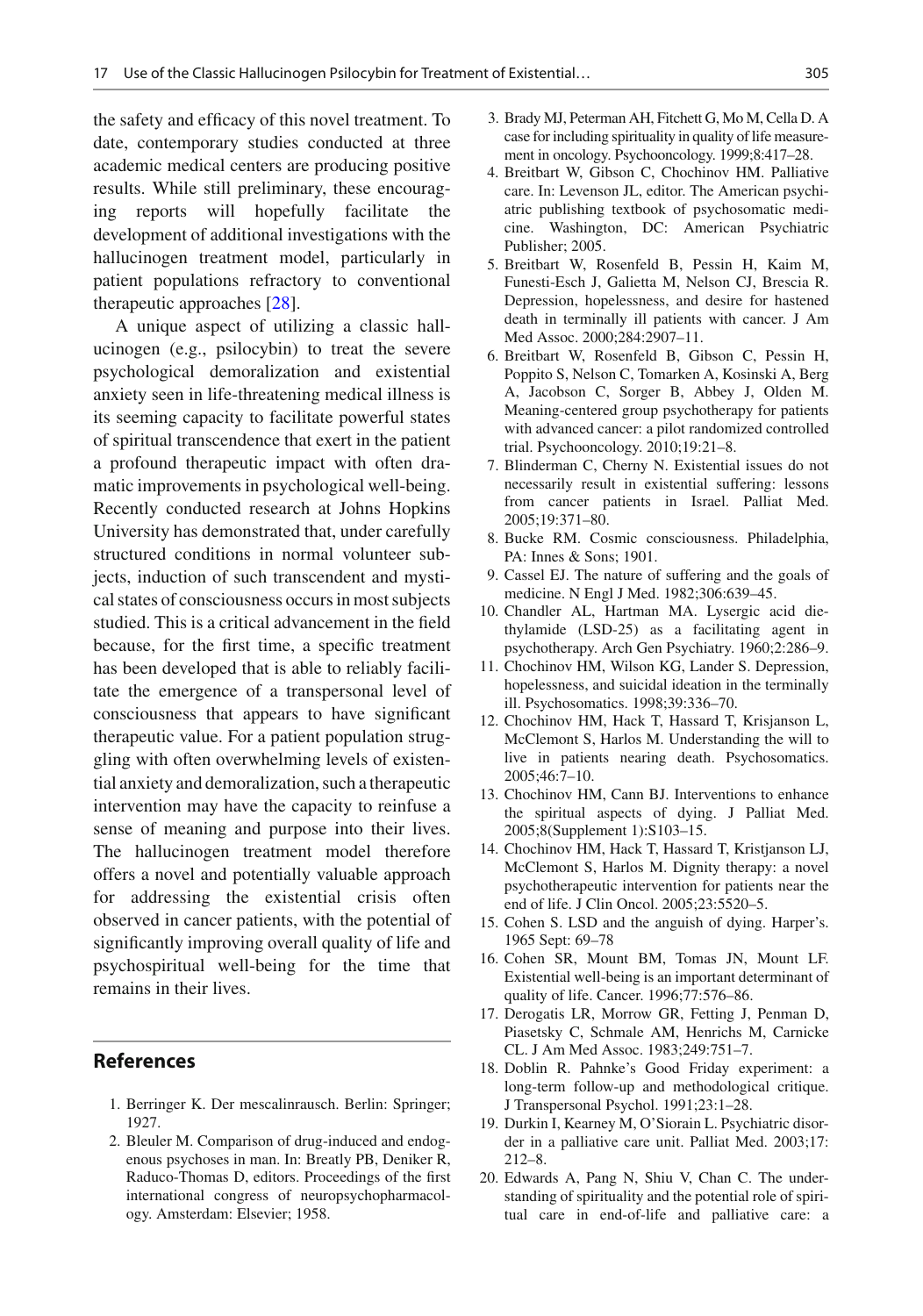the safety and efficacy of this novel treatment. To date, contemporary studies conducted at three academic medical centers are producing positive results. While still preliminary, these encouraging reports will hopefully facilitate the development of additional investigations with the hallucinogen treatment model, particularly in patient populations refractory to conventional therapeutic approaches [28].

A unique aspect of utilizing a classic hallucinogen (e.g., psilocybin) to treat the severe psychological demoralization and existential anxiety seen in life-threatening medical illness is its seeming capacity to facilitate powerful states of spiritual transcendence that exert in the patient a profound therapeutic impact with often dramatic improvements in psychological well-being. Recently conducted research at Johns Hopkins University has demonstrated that, under carefully structured conditions in normal volunteer subjects, induction of such transcendent and mystical states of consciousness occurs in most subjects studied. This is a critical advancement in the field because, for the first time, a specific treatment has been developed that is able to reliably facilitate the emergence of a transpersonal level of consciousness that appears to have significant therapeutic value. For a patient population struggling with often overwhelming levels of existential anxiety and demoralization, such a therapeutic intervention may have the capacity to reinfuse a sense of meaning and purpose into their lives. The hallucinogen treatment model therefore offers a novel and potentially valuable approach for addressing the existential crisis often observed in cancer patients, with the potential of significantly improving overall quality of life and psychospiritual well-being for the time that remains in their lives.

## References

1. Berringer K. Der mescalinrausch. Berlin: Springer; 1927.
2. Bleuler M. Comparison of drug-induced and endogenous psychoses in man. In: Breatly PB, Deniker R, Raduco-Thomas D, editors. Proceedings of the first international congress of neuropsychopharmacology. Amsterdam: Elsevier; 1958.
3. Brady MJ, Peterman AH, Fitchett G, Mo M, Cella D. A case for including spirituality in quality of life measurement in oncology. Psychooncology. 1999;8:417–28.
4. Breitbart W, Gibson C, Chochinov HM. Palliative care. In: Levenson JL, editor. The American psychiatric publishing textbook of psychosomatic medicine. Washington, DC: American Psychiatric Publisher; 2005.
5. Breitbart W, Rosenfeld B, Pessin H, Kaim M, Funesti-Esch J, Galietta M, Nelson CJ, Brescia R. Depression, hopelessness, and desire for hastened death in terminally ill patients with cancer. J Am Med Assoc. 2000;284:2907–11.
6. Breitbart W, Rosenfeld B, Gibson C, Pessin H, Poppito S, Nelson C, Tomarken A, Kosinski A, Berg A, Jacobson C, Sorger B, Abbey J, Olden M. Meaning-centered group psychotherapy for patients with advanced cancer: a pilot randomized controlled trial. Psychooncology. 2010;19:21–8.
7. Blinderman C, Cherny N. Existential issues do not necessarily result in existential suffering: lessons from cancer patients in Israel. Palliat Med. 2005;19:371–80.
8. Bucke RM. Cosmic consciousness. Philadelphia, PA: Innes & Sons; 1901.
9. Cassel EJ. The nature of suffering and the goals of medicine. N Engl J Med. 1982;306:639–45.
10. Chandler AL, Hartman MA. Lysergic acid diethylamide (LSD-25) as a facilitating agent in psychotherapy. Arch Gen Psychiatry. 1960;2:286–9.
11. Chochinov HM, Wilson KG, Lander S. Depression, hopelessness, and suicidal ideation in the terminally ill. Psychosomatics. 1998;39:336–70.
12. Chochinov HM, Hack T, Hassard T, Krisjanson L, McClement S, Harlos M. Understanding the will to live in patients nearing death. Psychosomatics. 2005;46:7–10.
13. Chochinov HM, Cann BJ. Interventions to enhance the spiritual aspects of dying. J Palliat Med. 2005;8(Supplement 1):S103–15.
14. Chochinov HM, Hack T, Hassard T, Kristjanson LJ, McClement S, Harlos M. Dignity therapy: a novel psychotherapeutic intervention for patients near the end of life. J Clin Oncol. 2005;23:5520–5.
15. Cohen S. LSD and the anguish of dying. Harper's. 1965 Sept: 69–78
16. Cohen SR, Mount BM, Tomas JN, Mount LF. Existential well-being is an important determinant of quality of life. Cancer. 1996;77:576–86.
17. Derogatis LR, Morrow GR, Fetting J, Penman D, Piasetsky C, Schmale AM, Henrichs M, Carnicke CL. J Am Med Assoc. 1983;249:751–7.
18. Doblin R. Pahnke's Good Friday experiment: a long-term follow-up and methodological critique. J Transpersonal Psychol. 1991;23:1–28.
19. Durkin I, Kearney M, O'Siorain L. Psychiatric disorder in a palliative care unit. Palliat Med. 2003;17: 212–8.
20. Edwards A, Pang N, Shiu V, Chan C. The understanding of spirituality and the potential role of spiritual care in end-of-life and palliative care: a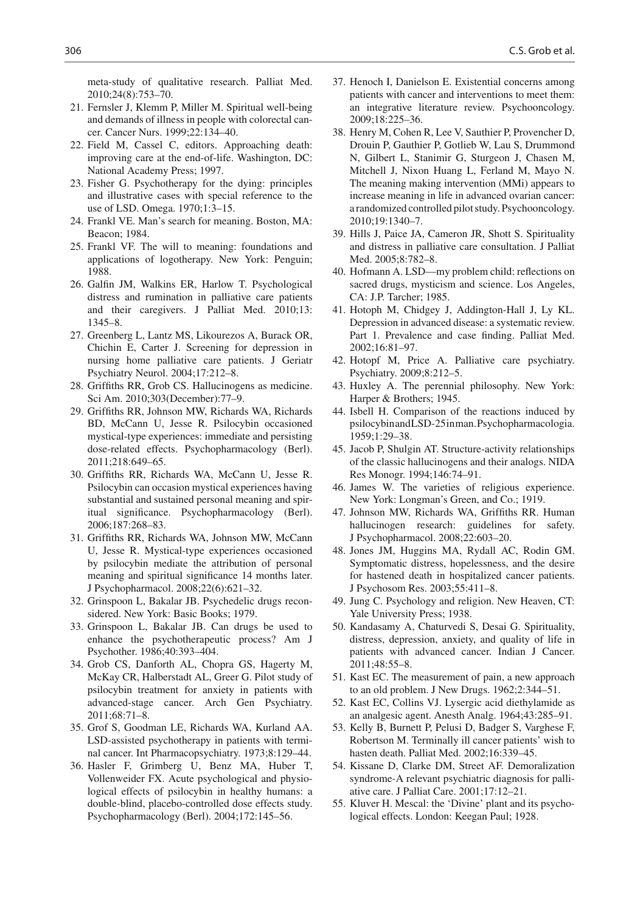meta-study of qualitative research. Palliat Med. 2010;24(8):753–70.

21. Fernsler J, Klemm P, Miller M. Spiritual well-being and demands of illness in people with colorectal cancer. Cancer Nurs. 1999;22:134–40.
22. Field M, Cassel C, editors. Approaching death: improving care at the end-of-life. Washington, DC: National Academy Press; 1997.
23. Fisher G. Psychotherapy for the dying: principles and illustrative cases with special reference to the use of LSD. Omega. 1970;1:3–15.
24. Frankl VE. Man's search for meaning. Boston, MA: Beacon; 1984.
25. Frankl VF. The will to meaning: foundations and applications of logotherapy. New York: Penguin; 1988.
26. Galfin JM, Walkins ER, Harlow T. Psychological distress and rumination in palliative care patients and their caregivers. J Palliat Med. 2010;13: 1345–8.
27. Greenberg L, Lantz MS, Likourezos A, Burack OR, Chichin E, Carter J. Screening for depression in nursing home palliative care patients. J Geriatr Psychiatry Neurol. 2004;17:212–8.
28. Griffiths RR, Grob CS. Hallucinogens as medicine. Sci Am. 2010;303(December):77–9.
29. Griffiths RR, Johnson MW, Richards WA, Richards BD, McCann U, Jesse R. Psilocybin occasioned mystical-type experiences: immediate and persisting dose-related effects. Psychopharmacology (Berl). 2011;218:649–65.
30. Griffiths RR, Richards WA, McCann U, Jesse R. Psilocybin can occasion mystical experiences having substantial and sustained personal meaning and spiritual significance. Psychopharmacology (Berl). 2006;187:268–83.
31. Griffiths RR, Richards WA, Johnson MW, McCann U, Jesse R. Mystical-type experiences occasioned by psilocybin mediate the attribution of personal meaning and spiritual significance 14 months later. J Psychopharmacol. 2008;22(6):621–32.
32. Grinspoon L, Bakalar JB. Psychedelic drugs reconsidered. New York: Basic Books; 1979.
33. Grinspoon L, Bakalar JB. Can drugs be used to enhance the psychotherapeutic process? Am J Psychother. 1986;40:393–404.
34. Grob CS, Danforth AL, Chopra GS, Hagerty M, McKay CR, Halberstadt AL, Greer G. Pilot study of psilocybin treatment for anxiety in patients with advanced-stage cancer. Arch Gen Psychiatry. 2011;68:71–8.
35. Grof S, Goodman LE, Richards WA, Kurland AA. LSD-assisted psychotherapy in patients with terminal cancer. Int Pharmacopsychiatry. 1973;8:129–44.
36. Hasler F, Grimberg U, Benz MA, Huber T, Vollenweider FX. Acute psychological and physiological effects of psilocybin in healthy humans: a double-blind, placebo-controlled dose effects study. Psychopharmacology (Berl). 2004;172:145–56.
37. Henoch I, Danielson E. Existential concerns among patients with cancer and interventions to meet them: an integrative literature review. Psychooncology. 2009;18:225–36.
38. Henry M, Cohen R, Lee V, Sauthier P, Provencher D, Drouin P, Gauthier P, Gotlieb W, Lau S, Drummond N, Gilbert L, Stanimir G, Sturgeon J, Chasen M, Mitchell J, Nixon Huang L, Ferland M, Mayo N. The meaning making intervention (MMi) appears to increase meaning in life in advanced ovarian cancer: a randomized controlled pilot study. Psychooncology. 2010;19:1340–7.
39. Hills J, Paice JA, Cameron JR, Shott S. Spirituality and distress in palliative care consultation. J Palliat Med. 2005;8:782–8.
40. Hofmann A. LSD—my problem child: reflections on sacred drugs, mysticism and science. Los Angeles, CA: J.P. Tarcher; 1985.
41. Hotoph M, Chidgey J, Addington-Hall J, Ly KL. Depression in advanced disease: a systematic review. Part 1. Prevalence and case finding. Palliat Med. 2002;16:81–97.
42. Hotopf M, Price A. Palliative care psychiatry. Psychiatry. 2009;8:212–5.
43. Huxley A. The perennial philosophy. New York: Harper & Brothers; 1945.
44. Isbell H. Comparison of the reactions induced by psilocybinandLSD-25inman.Psychopharmacologia. 1959;1:29–38.
45. Jacob P, Shulgin AT. Structure-activity relationships of the classic hallucinogens and their analogs. NIDA Res Monogr. 1994;146:74–91.
46. James W. The varieties of religious experience. New York: Longman's Green, and Co.; 1919.
47. Johnson MW, Richards WA, Griffiths RR. Human hallucinogen research: guidelines for safety. J Psychopharmacol. 2008;22:603–20.
48. Jones JM, Huggins MA, Rydall AC, Rodin GM. Symptomatic distress, hopelessness, and the desire for hastened death in hospitalized cancer patients. J Psychosom Res. 2003;55:411–8.
49. Jung C. Psychology and religion. New Heaven, CT: Yale University Press; 1938.
50. Kandasamy A, Chaturvedi S, Desai G. Spirituality, distress, depression, anxiety, and quality of life in patients with advanced cancer. Indian J Cancer. 2011;48:55–8.
51. Kast EC. The measurement of pain, a new approach to an old problem. J New Drugs. 1962;2:344–51.
52. Kast EC, Collins VJ. Lysergic acid diethylamide as an analgesic agent. Anesth Analg. 1964;43:285–91.
53. Kelly B, Burnett P, Pelusi D, Badger S, Varghese F, Robertson M. Terminally ill cancer patients' wish to hasten death. Palliat Med. 2002;16:339–45.
54. Kissane D, Clarke DM, Street AF. Demoralization syndrome-A relevant psychiatric diagnosis for palliative care. J Palliat Care. 2001;17:12–21.
55. Kluver H. Mescal: the 'Divine' plant and its psychological effects. London: Keegan Paul; 1928.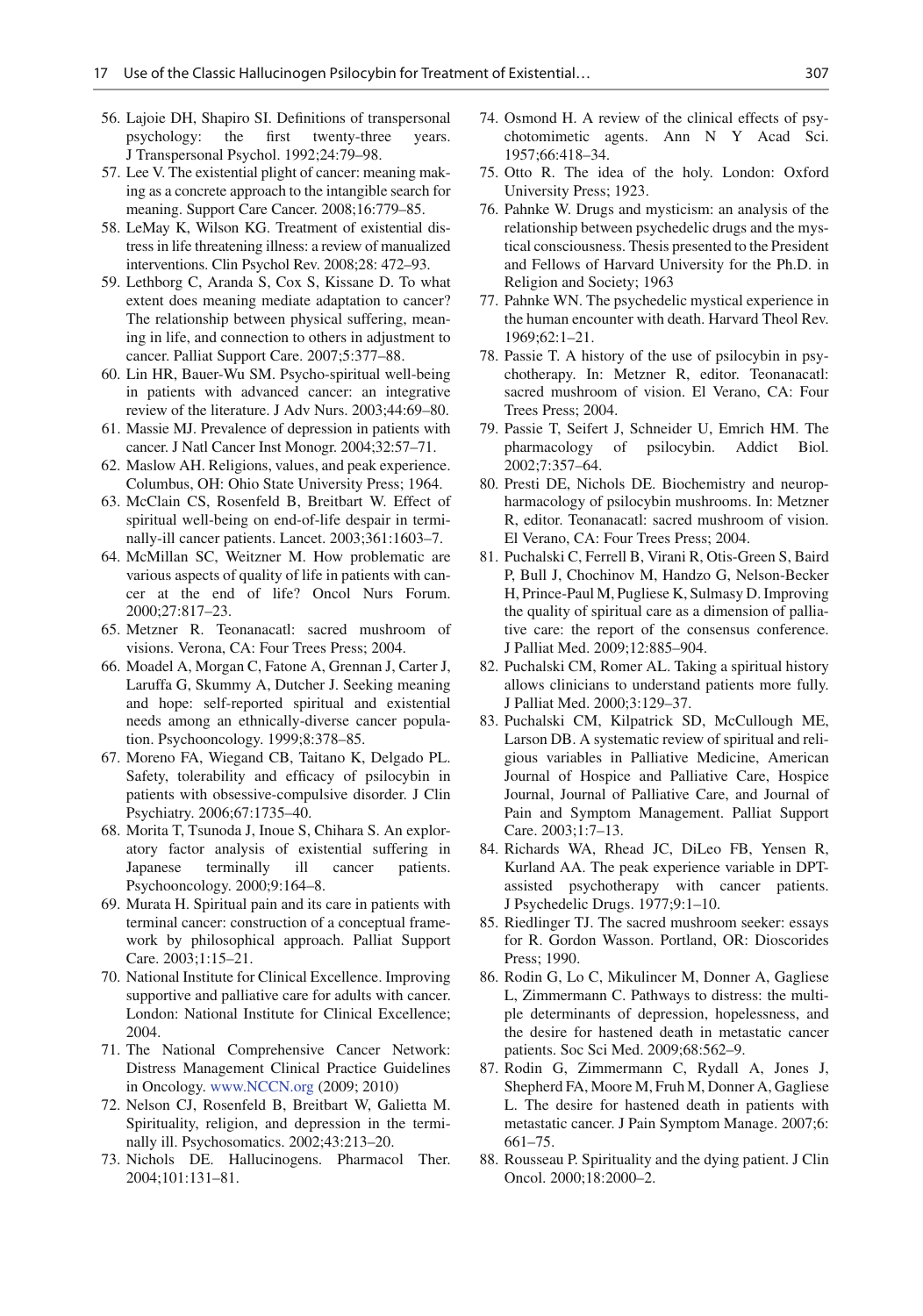56. Lajoie DH, Shapiro SI. Definitions of transpersonal psychology: the first twenty-three years. J Transpersonal Psychol. 1992;24:79–98.
57. Lee V. The existential plight of cancer: meaning making as a concrete approach to the intangible search for meaning. Support Care Cancer. 2008;16:779–85.
58. LeMay K, Wilson KG. Treatment of existential distress in life threatening illness: a review of manualized interventions. Clin Psychol Rev. 2008;28: 472–93.
59. Lethborg C, Aranda S, Cox S, Kissane D. To what extent does meaning mediate adaptation to cancer? The relationship between physical suffering, meaning in life, and connection to others in adjustment to cancer. Palliat Support Care. 2007;5:377–88.
60. Lin HR, Bauer-Wu SM. Psycho-spiritual well-being in patients with advanced cancer: an integrative review of the literature. J Adv Nurs. 2003;44:69–80.
61. Massie MJ. Prevalence of depression in patients with cancer. J Natl Cancer Inst Monogr. 2004;32:57–71.
62. Maslow AH. Religions, values, and peak experience. Columbus, OH: Ohio State University Press; 1964.
63. McClain CS, Rosenfeld B, Breitbart W. Effect of spiritual well-being on end-of-life despair in terminally-ill cancer patients. Lancet. 2003;361:1603–7.
64. McMillan SC, Weitzner M. How problematic are various aspects of quality of life in patients with cancer at the end of life? Oncol Nurs Forum. 2000;27:817–23.
65. Metzner R. Teonanacatl: sacred mushroom of visions. Verona, CA: Four Trees Press; 2004.
66. Moadel A, Morgan C, Fatone A, Grennan J, Carter J, Laruffa G, Skummy A, Dutcher J. Seeking meaning and hope: self-reported spiritual and existential needs among an ethnically-diverse cancer population. Psychooncology. 1999;8:378–85.
67. Moreno FA, Wiegand CB, Taitano K, Delgado PL. Safety, tolerability and efficacy of psilocybin in patients with obsessive-compulsive disorder. J Clin Psychiatry. 2006;67:1735–40.
68. Morita T, Tsunoda J, Inoue S, Chihara S. An exploratory factor analysis of existential suffering in Japanese terminally ill cancer patients. Psychooncology. 2000;9:164–8.
69. Murata H. Spiritual pain and its care in patients with terminal cancer: construction of a conceptual framework by philosophical approach. Palliat Support Care. 2003;1:15–21.
70. National Institute for Clinical Excellence. Improving supportive and palliative care for adults with cancer. London: National Institute for Clinical Excellence; 2004.
71. The National Comprehensive Cancer Network: Distress Management Clinical Practice Guidelines in Oncology. www.NCCN.org (2009; 2010)
72. Nelson CJ, Rosenfeld B, Breitbart W, Galietta M. Spirituality, religion, and depression in the terminally ill. Psychosomatics. 2002;43:213–20.
73. Nichols DE. Hallucinogens. Pharmacol Ther. 2004;101:131–81.
74. Osmond H. A review of the clinical effects of psychotomimetic agents. Ann N Y Acad Sci. 1957;66:418–34.
75. Otto R. The idea of the holy. London: Oxford University Press; 1923.
76. Pahnke W. Drugs and mysticism: an analysis of the relationship between psychedelic drugs and the mystical consciousness. Thesis presented to the President and Fellows of Harvard University for the Ph.D. in Religion and Society; 1963
77. Pahnke WN. The psychedelic mystical experience in the human encounter with death. Harvard Theol Rev. 1969;62:1–21.
78. Passie T. A history of the use of psilocybin in psychotherapy. In: Metzner R, editor. Teonanacatl: sacred mushroom of vision. El Verano, CA: Four Trees Press; 2004.
79. Passie T, Seifert J, Schneider U, Emrich HM. The pharmacology of psilocybin. Addict Biol. 2002;7:357–64.
80. Presti DE, Nichols DE. Biochemistry and neuropharmacology of psilocybin mushrooms. In: Metzner R, editor. Teonanacatl: sacred mushroom of vision. El Verano, CA: Four Trees Press; 2004.
81. Puchalski C, Ferrell B, Virani R, Otis-Green S, Baird P, Bull J, Chochinov M, Handzo G, Nelson-Becker H, Prince-Paul M, Pugliese K, Sulmasy D. Improving the quality of spiritual care as a dimension of palliative care: the report of the consensus conference. J Palliat Med. 2009;12:885–904.
82. Puchalski CM, Romer AL. Taking a spiritual history allows clinicians to understand patients more fully. J Palliat Med. 2000;3:129–37.
83. Puchalski CM, Kilpatrick SD, McCullough ME, Larson DB. A systematic review of spiritual and religious variables in Palliative Medicine, American Journal of Hospice and Palliative Care, Hospice Journal, Journal of Palliative Care, and Journal of Pain and Symptom Management. Palliat Support Care. 2003;1:7–13.
84. Richards WA, Rhead JC, DiLeo FB, Yensen R, Kurland AA. The peak experience variable in DPT-assisted psychotherapy with cancer patients. J Psychedelic Drugs. 1977;9:1–10.
85. Riedlinger TJ. The sacred mushroom seeker: essays for R. Gordon Wasson. Portland, OR: Dioscorides Press; 1990.
86. Rodin G, Lo C, Mikulincer M, Donner A, Gagliese L, Zimmermann C. Pathways to distress: the multiple determinants of depression, hopelessness, and the desire for hastened death in metastatic cancer patients. Soc Sci Med. 2009;68:562–9.
87. Rodin G, Zimmermann C, Rydall A, Jones J, Shepherd FA, Moore M, Fruh M, Donner A, Gagliese L. The desire for hastened death in patients with metastatic cancer. J Pain Symptom Manage. 2007;6: 661–75.
88. Rousseau P. Spirituality and the dying patient. J Clin Oncol. 2000;18:2000–2.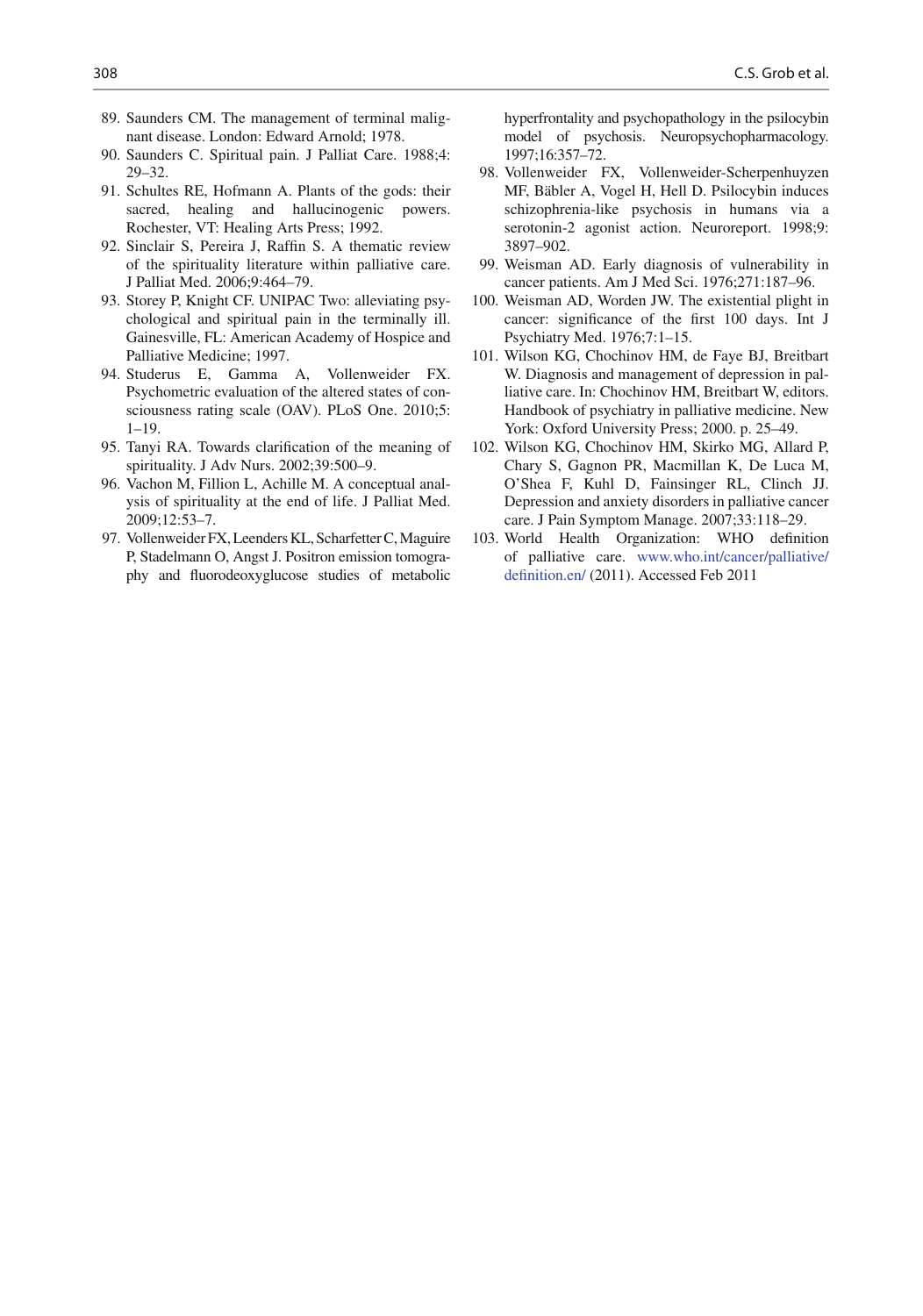89. Saunders CM. The management of terminal malignant disease. London: Edward Arnold; 1978.
90. Saunders C. Spiritual pain. J Palliat Care. 1988;4:29–32.
91. Schultes RE, Hofmann A. Plants of the gods: their sacred, healing and hallucinogenic powers. Rochester, VT: Healing Arts Press; 1992.
92. Sinclair S, Pereira J, Raffin S. A thematic review of the spirituality literature within palliative care. J Palliat Med. 2006;9:464–79.
93. Storey P, Knight CF. UNIPAC Two: alleviating psychological and spiritual pain in the terminally ill. Gainesville, FL: American Academy of Hospice and Palliative Medicine; 1997.
94. Studerus E, Gamma A, Vollenweider FX. Psychometric evaluation of the altered states of consciousness rating scale (OAV). PLoS One. 2010;5:1–19.
95. Tanyi RA. Towards clarification of the meaning of spirituality. J Adv Nurs. 2002;39:500–9.
96. Vachon M, Fillion L, Achille M. A conceptual analysis of spirituality at the end of life. J Palliat Med. 2009;12:53–7.
97. Vollenweider FX, Leenders KL, Scharfetter C, Maguire P, Stadelmann O, Angst J. Positron emission tomography and fluorodeoxyglucose studies of metabolic hyperfrontality and psychopathology in the psilocybin model of psychosis. Neuropsychopharmacology. 1997;16:357–72.
98. Vollenweider FX, Vollenweider-Scherpenhuyzen MF, Bäbler A, Vogel H, Hell D. Psilocybin induces schizophrenia-like psychosis in humans via a serotonin-2 agonist action. Neuroreport. 1998;9:3897–902.
99. Weisman AD. Early diagnosis of vulnerability in cancer patients. Am J Med Sci. 1976;271:187–96.
100. Weisman AD, Worden JW. The existential plight in cancer: significance of the first 100 days. Int J Psychiatry Med. 1976;7:1–15.
101. Wilson KG, Chochinov HM, de Faye BJ, Breitbart W. Diagnosis and management of depression in palliative care. In: Chochinov HM, Breitbart W, editors. Handbook of psychiatry in palliative medicine. New York: Oxford University Press; 2000. p. 25–49.
102. Wilson KG, Chochinov HM, Skirko MG, Allard P, Chary S, Gagnon PR, Macmillan K, De Luca M, O'Shea F, Kuhl D, Fainsinger RL, Clinch JJ. Depression and anxiety disorders in palliative cancer care. J Pain Symptom Manage. 2007;33:118–29.
103. World Health Organization: WHO definition of palliative care. www.who.int/cancer/palliative/definition.en/ (2011). Accessed Feb 2011